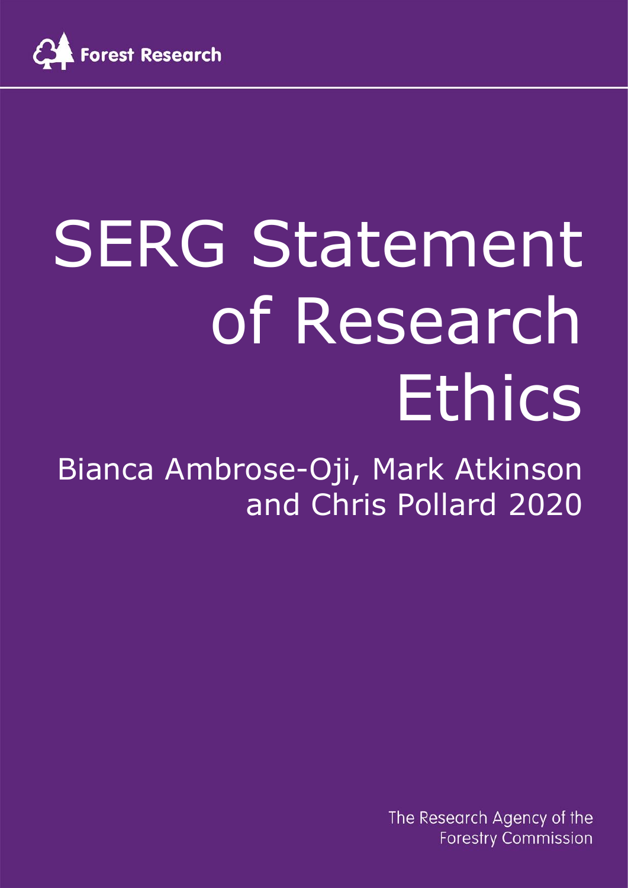Forest Research

# SERG Statement of Research Ethics

Bianca Ambrose-Oji, Mark Atkinson and Chris Pollard 2020

The Research Agency of the Forestry Commission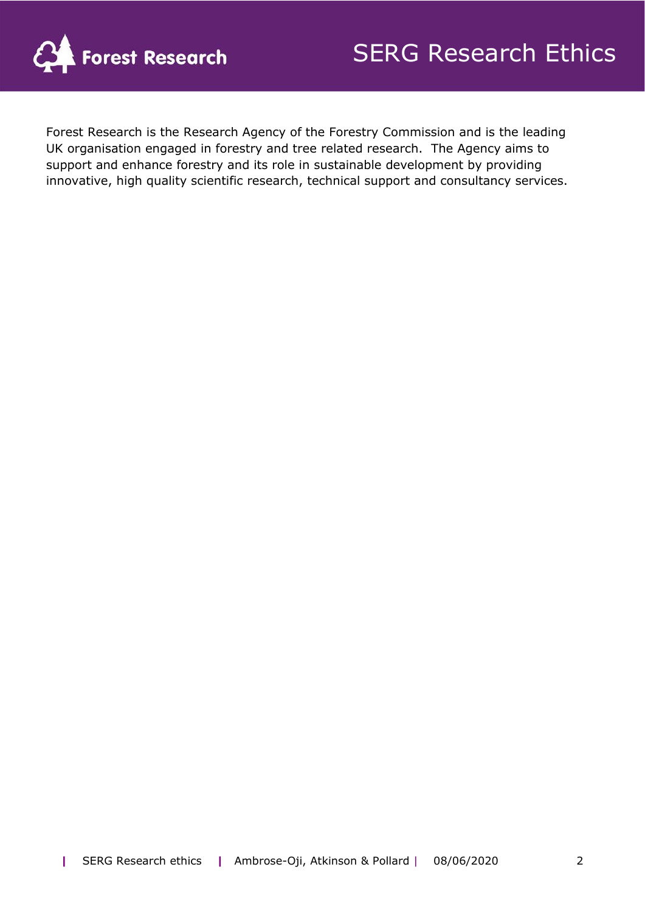Forest Research is the Research Agency of the Forestry Commission and is the leading UK organisation engaged in forestry and tree related research. The Agency aims to support and enhance forestry and its role in sustainable development by providing innovative, high quality scientific research, technical support and consultancy services.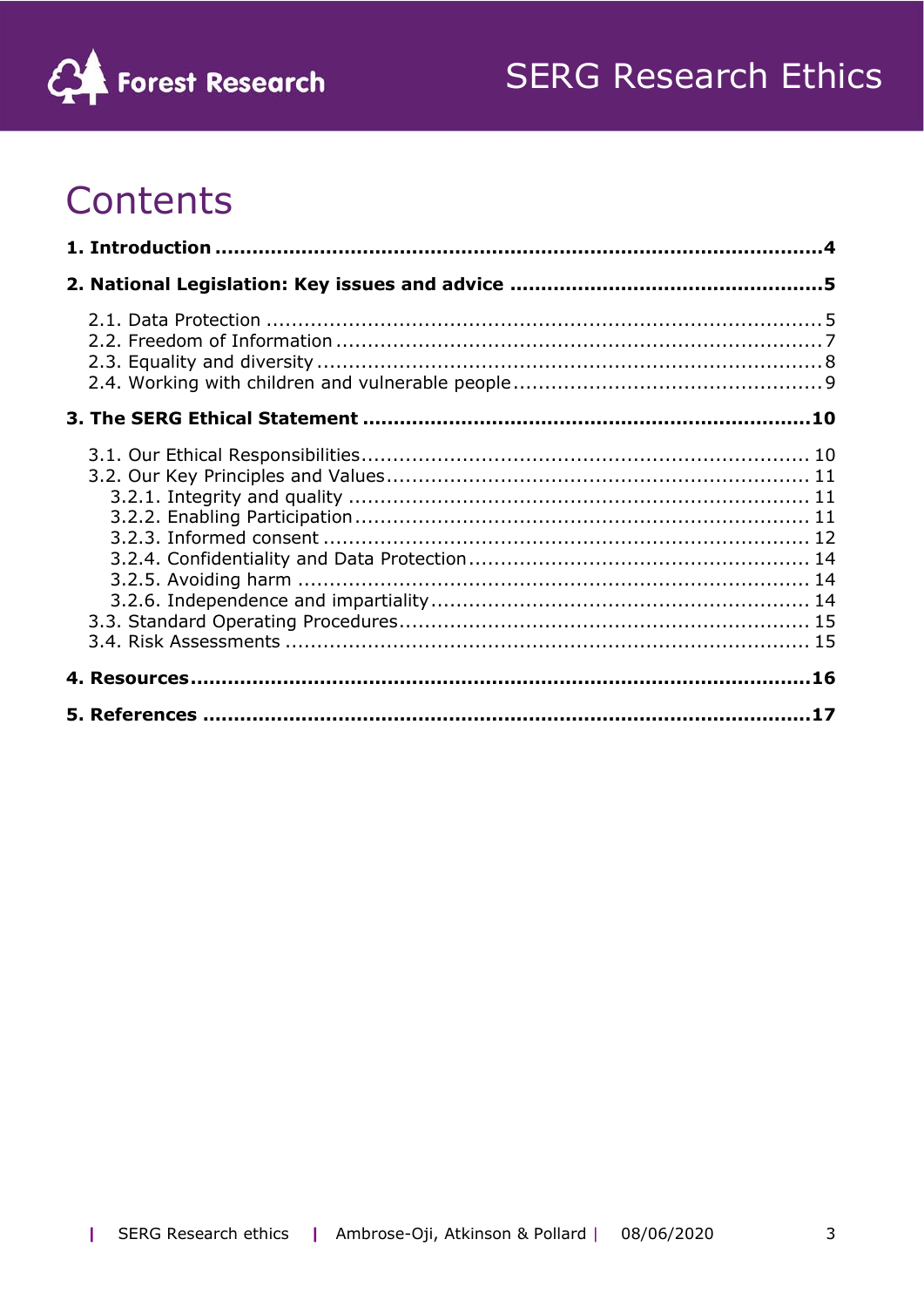# Contents

**1. Introduction ........................................................................................4**

**2. National Legislation: Key issues and advice ..................................................5**

2.1. Data Protection ........................................................................................5
2.2. Freedom of Information ..............................................................................7
2.3. Equality and diversity ..................................................................................8
2.4. Working with children and vulnerable people ..................................................9

**3. The SERG Ethical Statement ........................................................................10**

3.1. Our Ethical Responsibilities....................................................................... 10
3.2. Our Key Principles and Values.................................................................... 11
3.2.1. Integrity and quality ............................................................................ 11
3.2.2. Enabling Participation.......................................................................... 11
3.2.3. Informed consent ............................................................................... 12
3.2.4. Confidentiality and Data Protection....................................................... 14
3.2.5. Avoiding harm ................................................................................... 14
3.2.6. Independence and impartiality............................................................. 14
3.3. Standard Operating Procedures.................................................................. 15
3.4. Risk Assessments .................................................................................... 15

**4. Resources...................................................................................................16**

**5. References .................................................................................................17**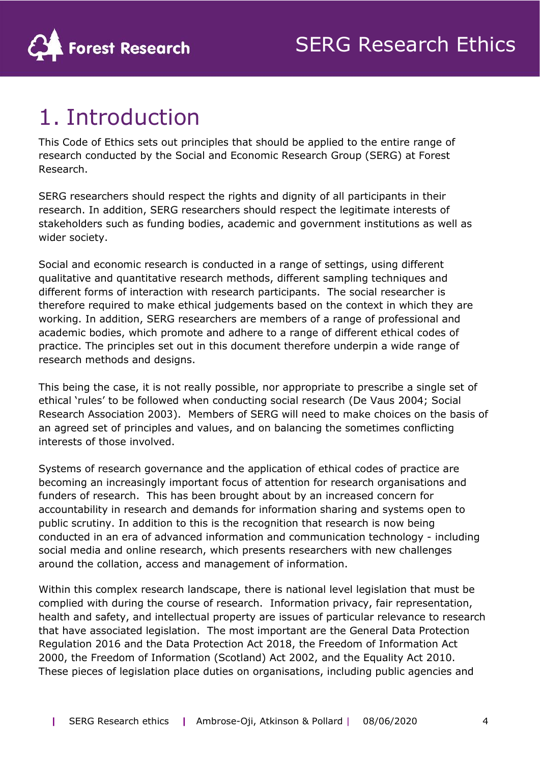# 1. Introduction

This Code of Ethics sets out principles that should be applied to the entire range of research conducted by the Social and Economic Research Group (SERG) at Forest Research.

SERG researchers should respect the rights and dignity of all participants in their research. In addition, SERG researchers should respect the legitimate interests of stakeholders such as funding bodies, academic and government institutions as well as wider society.

Social and economic research is conducted in a range of settings, using different qualitative and quantitative research methods, different sampling techniques and different forms of interaction with research participants. The social researcher is therefore required to make ethical judgements based on the context in which they are working. In addition, SERG researchers are members of a range of professional and academic bodies, which promote and adhere to a range of different ethical codes of practice. The principles set out in this document therefore underpin a wide range of research methods and designs.

This being the case, it is not really possible, nor appropriate to prescribe a single set of ethical 'rules' to be followed when conducting social research (De Vaus 2004; Social Research Association 2003). Members of SERG will need to make choices on the basis of an agreed set of principles and values, and on balancing the sometimes conflicting interests of those involved.

Systems of research governance and the application of ethical codes of practice are becoming an increasingly important focus of attention for research organisations and funders of research. This has been brought about by an increased concern for accountability in research and demands for information sharing and systems open to public scrutiny. In addition to this is the recognition that research is now being conducted in an era of advanced information and communication technology - including social media and online research, which presents researchers with new challenges around the collation, access and management of information.

Within this complex research landscape, there is national level legislation that must be complied with during the course of research. Information privacy, fair representation, health and safety, and intellectual property are issues of particular relevance to research that have associated legislation. The most important are the General Data Protection Regulation 2016 and the Data Protection Act 2018, the Freedom of Information Act 2000, the Freedom of Information (Scotland) Act 2002, and the Equality Act 2010. These pieces of legislation place duties on organisations, including public agencies and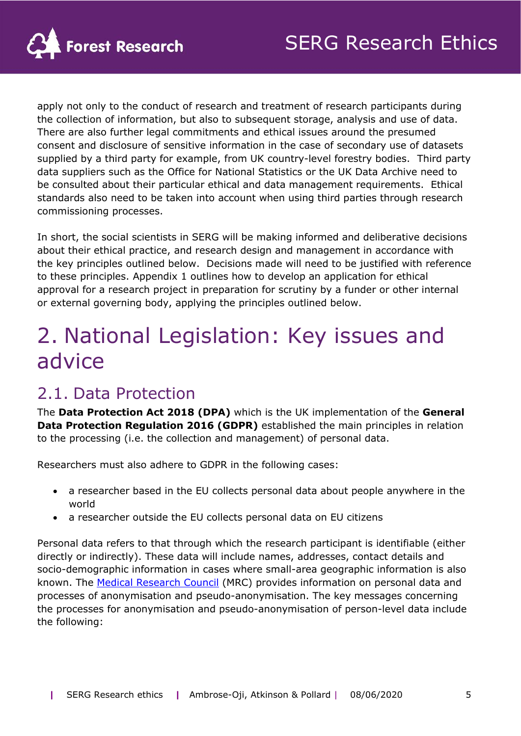apply not only to the conduct of research and treatment of research participants during the collection of information, but also to subsequent storage, analysis and use of data. There are also further legal commitments and ethical issues around the presumed consent and disclosure of sensitive information in the case of secondary use of datasets supplied by a third party for example, from UK country-level forestry bodies. Third party data suppliers such as the Office for National Statistics or the UK Data Archive need to be consulted about their particular ethical and data management requirements. Ethical standards also need to be taken into account when using third parties through research commissioning processes.

In short, the social scientists in SERG will be making informed and deliberative decisions about their ethical practice, and research design and management in accordance with the key principles outlined below. Decisions made will need to be justified with reference to these principles. Appendix 1 outlines how to develop an application for ethical approval for a research project in preparation for scrutiny by a funder or other internal or external governing body, applying the principles outlined below.

# 2. National Legislation: Key issues and advice

## 2.1. Data Protection

The **Data Protection Act 2018 (DPA)** which is the UK implementation of the **General Data Protection Regulation 2016 (GDPR)** established the main principles in relation to the processing (i.e. the collection and management) of personal data.

Researchers must also adhere to GDPR in the following cases:

- a researcher based in the EU collects personal data about people anywhere in the world
- a researcher outside the EU collects personal data on EU citizens

Personal data refers to that through which the research participant is identifiable (either directly or indirectly). These data will include names, addresses, contact details and socio-demographic information in cases where small-area geographic information is also known. The Medical Research Council (MRC) provides information on personal data and processes of anonymisation and pseudo-anonymisation. The key messages concerning the processes for anonymisation and pseudo-anonymisation of person-level data include the following: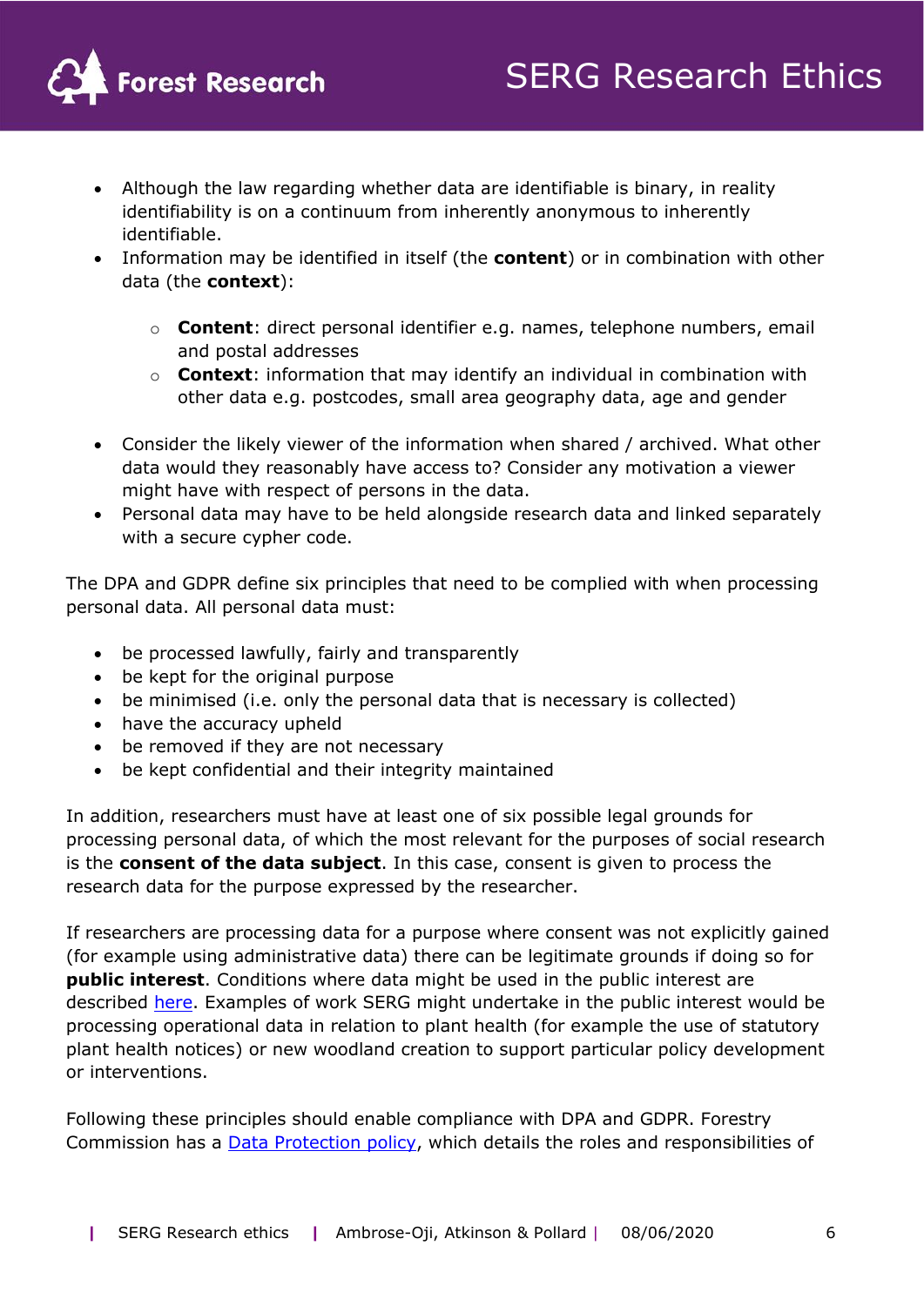- Although the law regarding whether data are identifiable is binary, in reality identifiability is on a continuum from inherently anonymous to inherently identifiable.
- Information may be identified in itself (the **content**) or in combination with other data (the **context**):
    - **Content**: direct personal identifier e.g. names, telephone numbers, email and postal addresses
    - **Context**: information that may identify an individual in combination with other data e.g. postcodes, small area geography data, age and gender
- Consider the likely viewer of the information when shared / archived. What other data would they reasonably have access to? Consider any motivation a viewer might have with respect of persons in the data.
- Personal data may have to be held alongside research data and linked separately with a secure cypher code.

The DPA and GDPR define six principles that need to be complied with when processing personal data. All personal data must:

- be processed lawfully, fairly and transparently
- be kept for the original purpose
- be minimised (i.e. only the personal data that is necessary is collected)
- have the accuracy upheld
- be removed if they are not necessary
- be kept confidential and their integrity maintained

In addition, researchers must have at least one of six possible legal grounds for processing personal data, of which the most relevant for the purposes of social research is the **consent of the data subject**. In this case, consent is given to process the research data for the purpose expressed by the researcher.

If researchers are processing data for a purpose where consent was not explicitly gained (for example using administrative data) there can be legitimate grounds if doing so for **public interest**. Conditions where data might be used in the public interest are described [here](). Examples of work SERG might undertake in the public interest would be processing operational data in relation to plant health (for example the use of statutory plant health notices) or new woodland creation to support particular policy development or interventions.

Following these principles should enable compliance with DPA and GDPR. Forestry Commission has a [Data Protection policy](), which details the roles and responsibilities of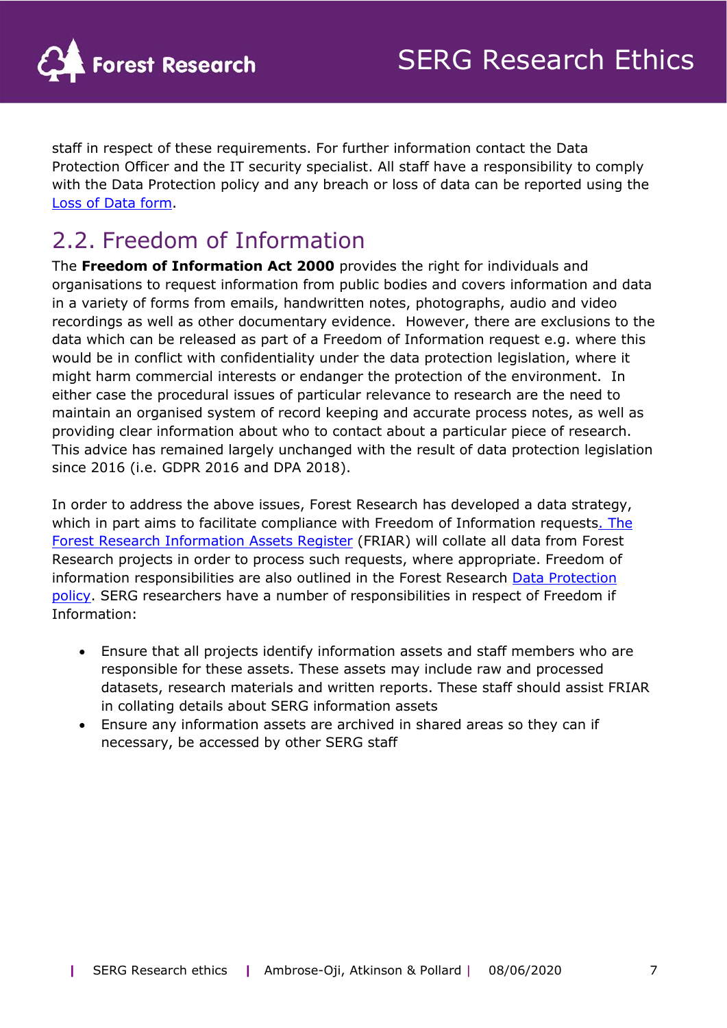staff in respect of these requirements. For further information contact the Data Protection Officer and the IT security specialist. All staff have a responsibility to comply with the Data Protection policy and any breach or loss of data can be reported using the Loss of Data form.

## 2.2. Freedom of Information

The **Freedom of Information Act 2000** provides the right for individuals and organisations to request information from public bodies and covers information and data in a variety of forms from emails, handwritten notes, photographs, audio and video recordings as well as other documentary evidence. However, there are exclusions to the data which can be released as part of a Freedom of Information request e.g. where this would be in conflict with confidentiality under the data protection legislation, where it might harm commercial interests or endanger the protection of the environment. In either case the procedural issues of particular relevance to research are the need to maintain an organised system of record keeping and accurate process notes, as well as providing clear information about who to contact about a particular piece of research. This advice has remained largely unchanged with the result of data protection legislation since 2016 (i.e. GDPR 2016 and DPA 2018).

In order to address the above issues, Forest Research has developed a data strategy, which in part aims to facilitate compliance with Freedom of Information requests. The Forest Research Information Assets Register (FRIAR) will collate all data from Forest Research projects in order to process such requests, where appropriate. Freedom of information responsibilities are also outlined in the Forest Research Data Protection policy. SERG researchers have a number of responsibilities in respect of Freedom if Information:

- Ensure that all projects identify information assets and staff members who are responsible for these assets. These assets may include raw and processed datasets, research materials and written reports. These staff should assist FRIAR in collating details about SERG information assets
- Ensure any information assets are archived in shared areas so they can if necessary, be accessed by other SERG staff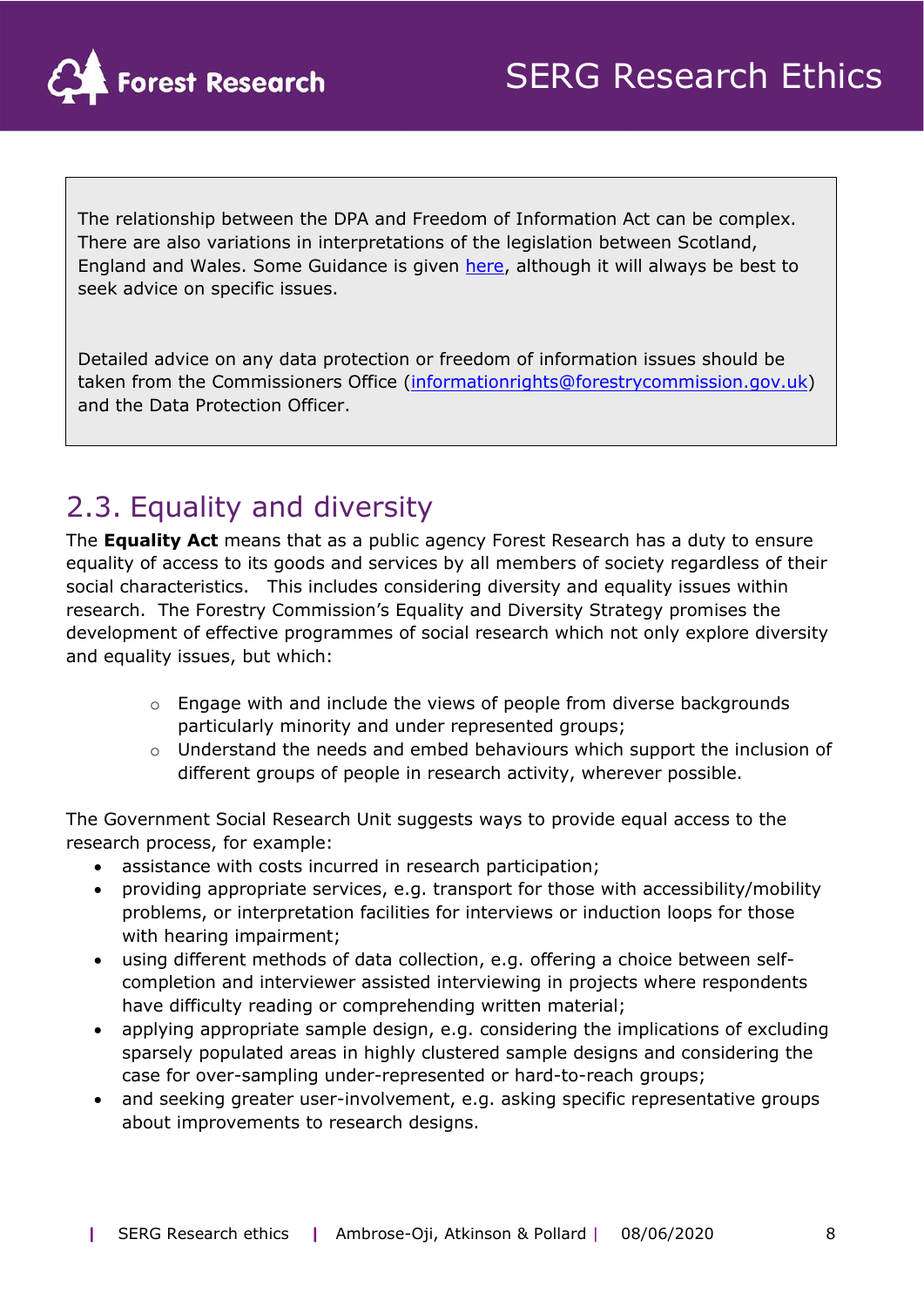The relationship between the DPA and Freedom of Information Act can be complex. There are also variations in interpretations of the legislation between Scotland, England and Wales. Some Guidance is given here, although it will always be best to seek advice on specific issues.

Detailed advice on any data protection or freedom of information issues should be taken from the Commissioners Office (informationrights@forestrycommission.gov.uk) and the Data Protection Officer.

## 2.3. Equality and diversity

The **Equality Act** means that as a public agency Forest Research has a duty to ensure equality of access to its goods and services by all members of society regardless of their social characteristics. This includes considering diversity and equality issues within research. The Forestry Commission's Equality and Diversity Strategy promises the development of effective programmes of social research which not only explore diversity and equality issues, but which:

- Engage with and include the views of people from diverse backgrounds particularly minority and under represented groups;
- Understand the needs and embed behaviours which support the inclusion of different groups of people in research activity, wherever possible.

The Government Social Research Unit suggests ways to provide equal access to the research process, for example:

- assistance with costs incurred in research participation;
- providing appropriate services, e.g. transport for those with accessibility/mobility problems, or interpretation facilities for interviews or induction loops for those with hearing impairment;
- using different methods of data collection, e.g. offering a choice between self-completion and interviewer assisted interviewing in projects where respondents have difficulty reading or comprehending written material;
- applying appropriate sample design, e.g. considering the implications of excluding sparsely populated areas in highly clustered sample designs and considering the case for over-sampling under-represented or hard-to-reach groups;
- and seeking greater user-involvement, e.g. asking specific representative groups about improvements to research designs.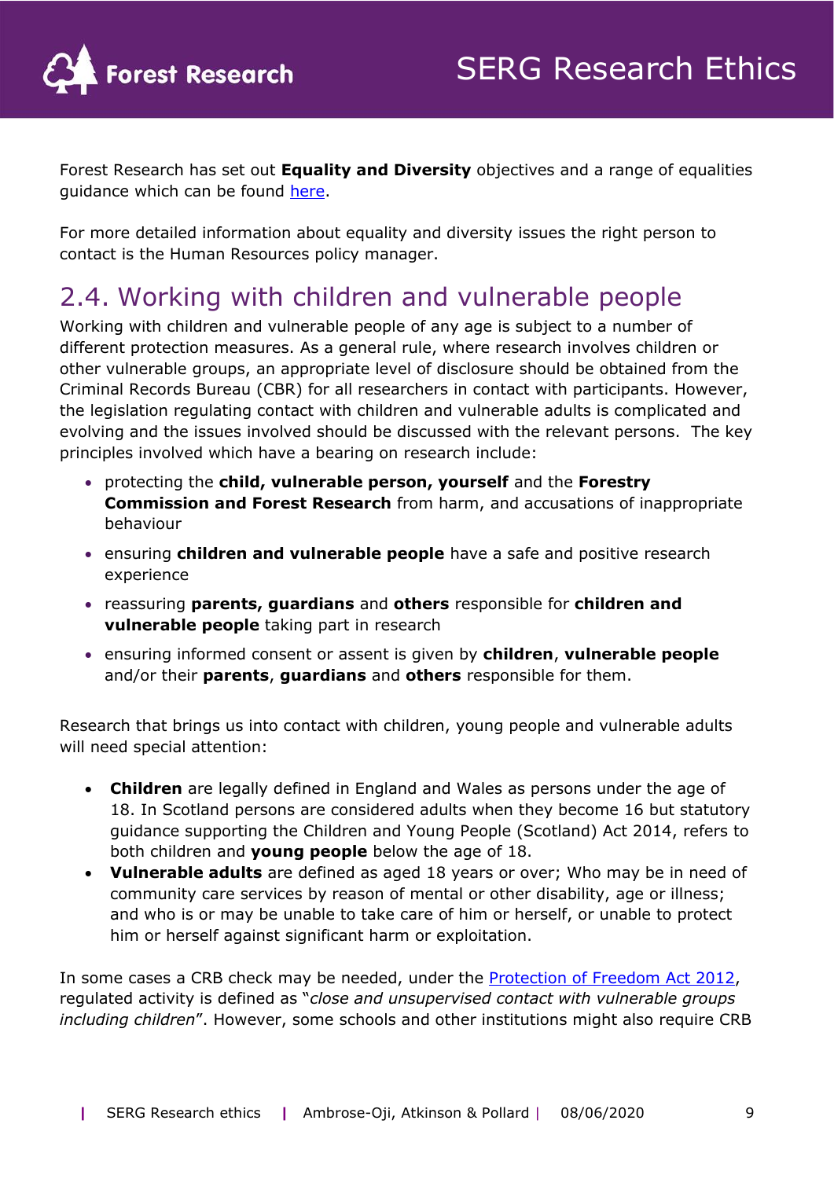Forest Research has set out **Equality and Diversity** objectives and a range of equalities guidance which can be found here.

For more detailed information about equality and diversity issues the right person to contact is the Human Resources policy manager.

## 2.4. Working with children and vulnerable people

Working with children and vulnerable people of any age is subject to a number of different protection measures. As a general rule, where research involves children or other vulnerable groups, an appropriate level of disclosure should be obtained from the Criminal Records Bureau (CBR) for all researchers in contact with participants. However, the legislation regulating contact with children and vulnerable adults is complicated and evolving and the issues involved should be discussed with the relevant persons. The key principles involved which have a bearing on research include:

- protecting the **child, vulnerable person, yourself** and the **Forestry Commission and Forest Research** from harm, and accusations of inappropriate behaviour
- ensuring **children and vulnerable people** have a safe and positive research experience
- reassuring **parents, guardians** and **others** responsible for **children and vulnerable people** taking part in research
- ensuring informed consent or assent is given by **children**, **vulnerable people** and/or their **parents**, **guardians** and **others** responsible for them.

Research that brings us into contact with children, young people and vulnerable adults will need special attention:

- **Children** are legally defined in England and Wales as persons under the age of 18. In Scotland persons are considered adults when they become 16 but statutory guidance supporting the Children and Young People (Scotland) Act 2014, refers to both children and **young people** below the age of 18.
- **Vulnerable adults** are defined as aged 18 years or over; Who may be in need of community care services by reason of mental or other disability, age or illness; and who is or may be unable to take care of him or herself, or unable to protect him or herself against significant harm or exploitation.

In some cases a CRB check may be needed, under the Protection of Freedom Act 2012, regulated activity is defined as "*close and unsupervised contact with vulnerable groups including children*". However, some schools and other institutions might also require CRB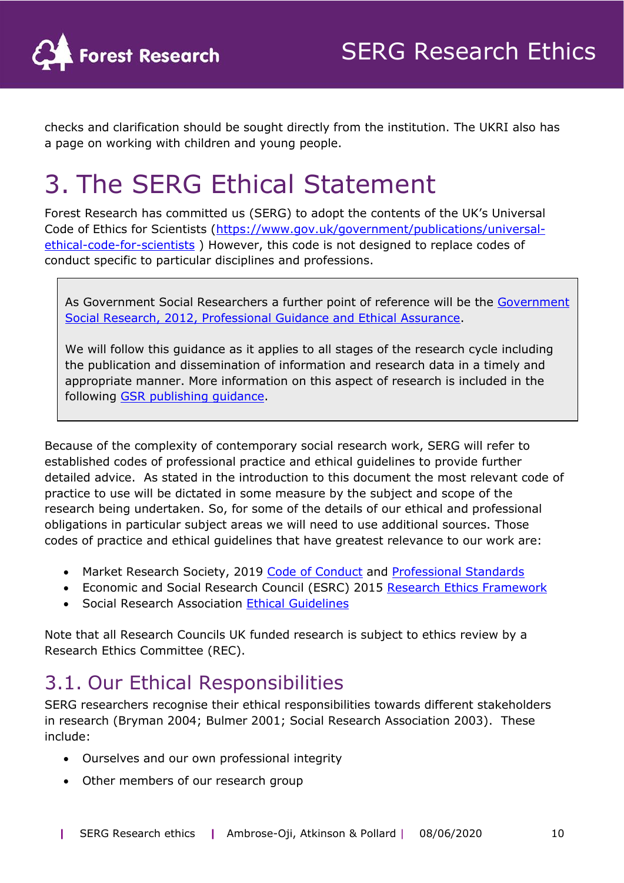checks and clarification should be sought directly from the institution. The UKRI also has a page on working with children and young people.

# 3. The SERG Ethical Statement

Forest Research has committed us (SERG) to adopt the contents of the UK's Universal Code of Ethics for Scientists (https://www.gov.uk/government/publications/universal-ethical-code-for-scientists ) However, this code is not designed to replace codes of conduct specific to particular disciplines and professions.

> As Government Social Researchers a further point of reference will be the Government Social Research, 2012, Professional Guidance and Ethical Assurance.
>
> We will follow this guidance as it applies to all stages of the research cycle including the publication and dissemination of information and research data in a timely and appropriate manner. More information on this aspect of research is included in the following GSR publishing guidance.

Because of the complexity of contemporary social research work, SERG will refer to established codes of professional practice and ethical guidelines to provide further detailed advice. As stated in the introduction to this document the most relevant code of practice to use will be dictated in some measure by the subject and scope of the research being undertaken. So, for some of the details of our ethical and professional obligations in particular subject areas we will need to use additional sources. Those codes of practice and ethical guidelines that have greatest relevance to our work are:

- Market Research Society, 2019 Code of Conduct and Professional Standards
- Economic and Social Research Council (ESRC) 2015 Research Ethics Framework
- Social Research Association Ethical Guidelines

Note that all Research Councils UK funded research is subject to ethics review by a Research Ethics Committee (REC).

## 3.1. Our Ethical Responsibilities

SERG researchers recognise their ethical responsibilities towards different stakeholders in research (Bryman 2004; Bulmer 2001; Social Research Association 2003). These include:

- Ourselves and our own professional integrity
- Other members of our research group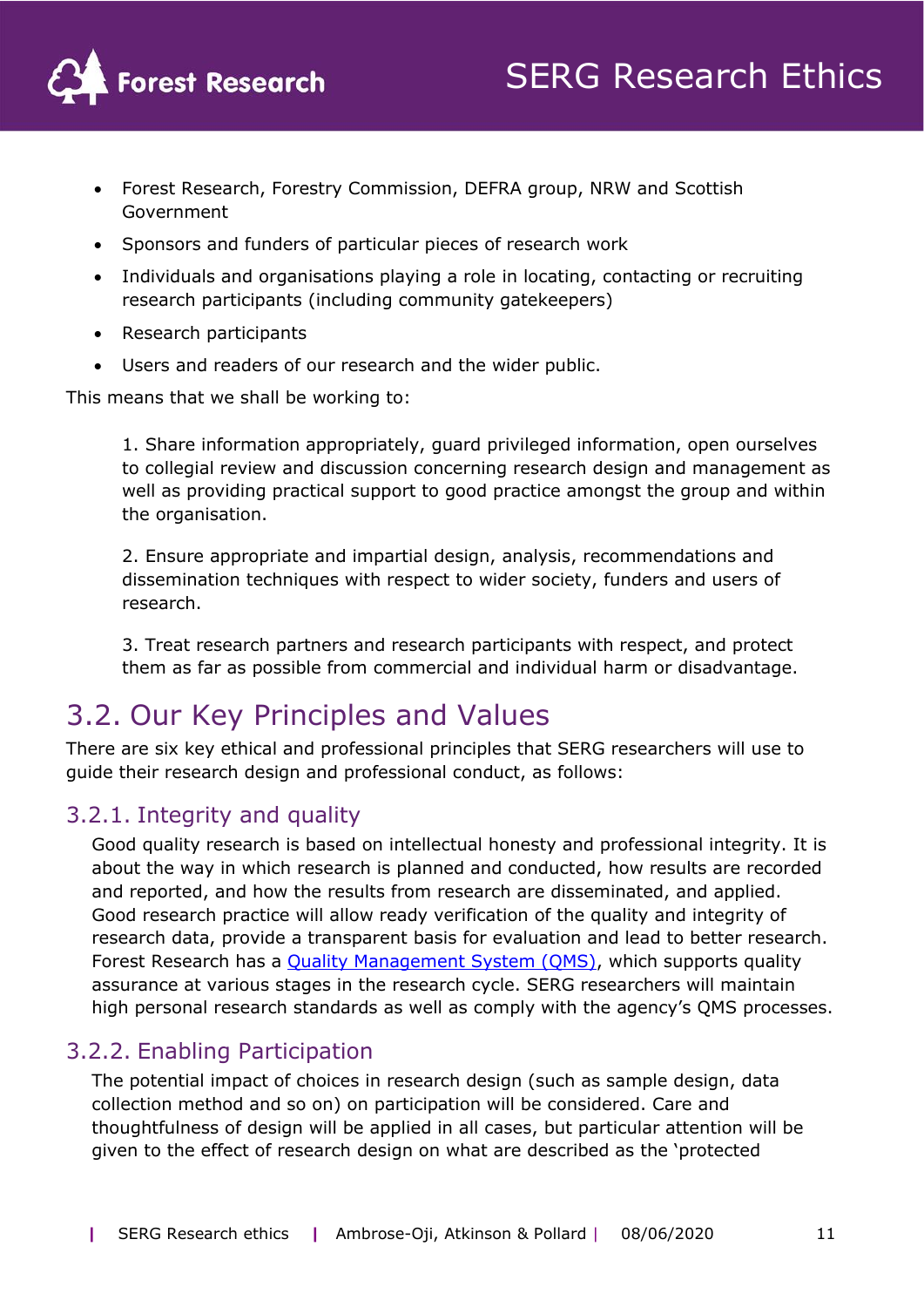- Forest Research, Forestry Commission, DEFRA group, NRW and Scottish Government
- Sponsors and funders of particular pieces of research work
- Individuals and organisations playing a role in locating, contacting or recruiting research participants (including community gatekeepers)
- Research participants
- Users and readers of our research and the wider public.

This means that we shall be working to:

> 1. Share information appropriately, guard privileged information, open ourselves to collegial review and discussion concerning research design and management as well as providing practical support to good practice amongst the group and within the organisation.
>
> 2. Ensure appropriate and impartial design, analysis, recommendations and dissemination techniques with respect to wider society, funders and users of research.
>
> 3. Treat research partners and research participants with respect, and protect them as far as possible from commercial and individual harm or disadvantage.

## 3.2. Our Key Principles and Values

There are six key ethical and professional principles that SERG researchers will use to guide their research design and professional conduct, as follows:

### 3.2.1. Integrity and quality

Good quality research is based on intellectual honesty and professional integrity. It is about the way in which research is planned and conducted, how results are recorded and reported, and how the results from research are disseminated, and applied. Good research practice will allow ready verification of the quality and integrity of research data, provide a transparent basis for evaluation and lead to better research. Forest Research has a Quality Management System (QMS), which supports quality assurance at various stages in the research cycle. SERG researchers will maintain high personal research standards as well as comply with the agency's QMS processes.

### 3.2.2. Enabling Participation

The potential impact of choices in research design (such as sample design, data collection method and so on) on participation will be considered. Care and thoughtfulness of design will be applied in all cases, but particular attention will be given to the effect of research design on what are described as the 'protected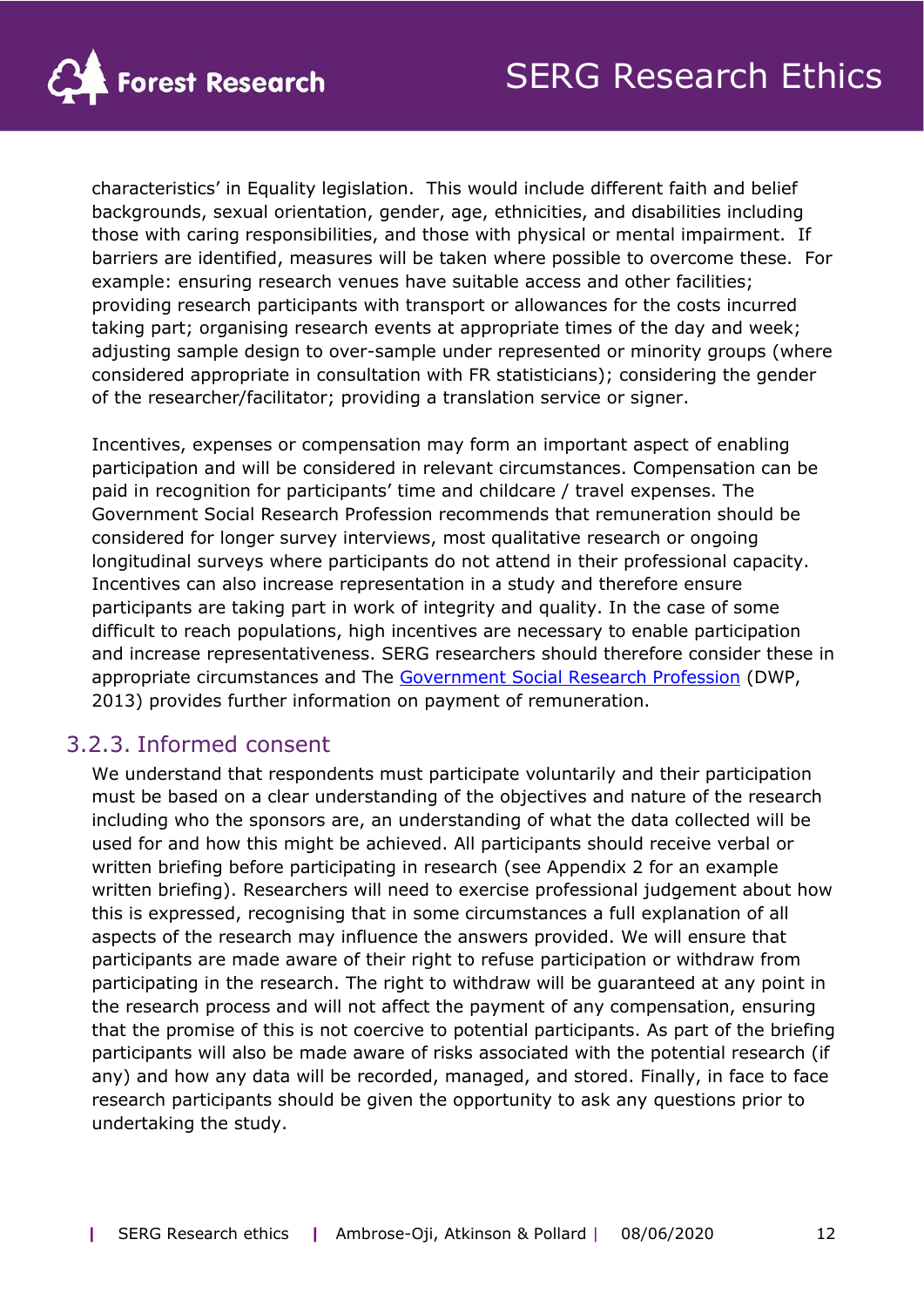characteristics' in Equality legislation. This would include different faith and belief backgrounds, sexual orientation, gender, age, ethnicities, and disabilities including those with caring responsibilities, and those with physical or mental impairment. If barriers are identified, measures will be taken where possible to overcome these. For example: ensuring research venues have suitable access and other facilities; providing research participants with transport or allowances for the costs incurred taking part; organising research events at appropriate times of the day and week; adjusting sample design to over-sample under represented or minority groups (where considered appropriate in consultation with FR statisticians); considering the gender of the researcher/facilitator; providing a translation service or signer.

Incentives, expenses or compensation may form an important aspect of enabling participation and will be considered in relevant circumstances. Compensation can be paid in recognition for participants' time and childcare / travel expenses. The Government Social Research Profession recommends that remuneration should be considered for longer survey interviews, most qualitative research or ongoing longitudinal surveys where participants do not attend in their professional capacity. Incentives can also increase representation in a study and therefore ensure participants are taking part in work of integrity and quality. In the case of some difficult to reach populations, high incentives are necessary to enable participation and increase representativeness. SERG researchers should therefore consider these in appropriate circumstances and The Government Social Research Profession (DWP, 2013) provides further information on payment of remuneration.

### 3.2.3. Informed consent

We understand that respondents must participate voluntarily and their participation must be based on a clear understanding of the objectives and nature of the research including who the sponsors are, an understanding of what the data collected will be used for and how this might be achieved. All participants should receive verbal or written briefing before participating in research (see Appendix 2 for an example written briefing). Researchers will need to exercise professional judgement about how this is expressed, recognising that in some circumstances a full explanation of all aspects of the research may influence the answers provided. We will ensure that participants are made aware of their right to refuse participation or withdraw from participating in the research. The right to withdraw will be guaranteed at any point in the research process and will not affect the payment of any compensation, ensuring that the promise of this is not coercive to potential participants. As part of the briefing participants will also be made aware of risks associated with the potential research (if any) and how any data will be recorded, managed, and stored. Finally, in face to face research participants should be given the opportunity to ask any questions prior to undertaking the study.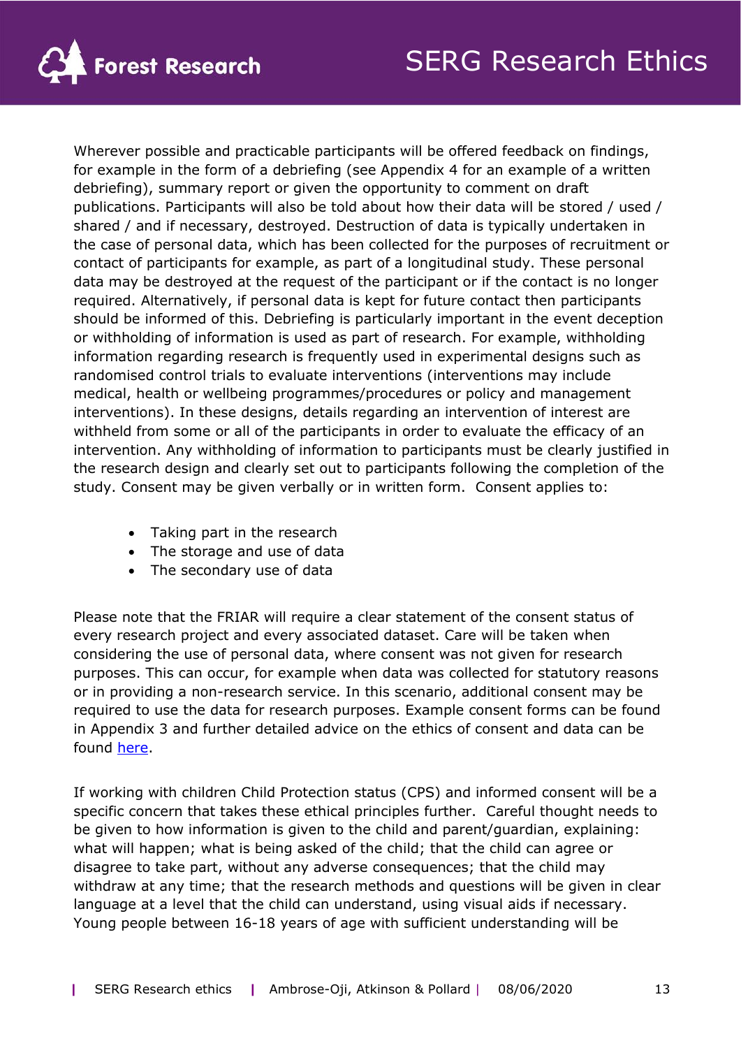Wherever possible and practicable participants will be offered feedback on findings, for example in the form of a debriefing (see Appendix 4 for an example of a written debriefing), summary report or given the opportunity to comment on draft publications. Participants will also be told about how their data will be stored / used / shared / and if necessary, destroyed. Destruction of data is typically undertaken in the case of personal data, which has been collected for the purposes of recruitment or contact of participants for example, as part of a longitudinal study. These personal data may be destroyed at the request of the participant or if the contact is no longer required. Alternatively, if personal data is kept for future contact then participants should be informed of this. Debriefing is particularly important in the event deception or withholding of information is used as part of research. For example, withholding information regarding research is frequently used in experimental designs such as randomised control trials to evaluate interventions (interventions may include medical, health or wellbeing programmes/procedures or policy and management interventions). In these designs, details regarding an intervention of interest are withheld from some or all of the participants in order to evaluate the efficacy of an intervention. Any withholding of information to participants must be clearly justified in the research design and clearly set out to participants following the completion of the study. Consent may be given verbally or in written form. Consent applies to:

- Taking part in the research
- The storage and use of data
- The secondary use of data

Please note that the FRIAR will require a clear statement of the consent status of every research project and every associated dataset. Care will be taken when considering the use of personal data, where consent was not given for research purposes. This can occur, for example when data was collected for statutory reasons or in providing a non-research service. In this scenario, additional consent may be required to use the data for research purposes. Example consent forms can be found in Appendix 3 and further detailed advice on the ethics of consent and data can be found here.

If working with children Child Protection status (CPS) and informed consent will be a specific concern that takes these ethical principles further. Careful thought needs to be given to how information is given to the child and parent/guardian, explaining: what will happen; what is being asked of the child; that the child can agree or disagree to take part, without any adverse consequences; that the child may withdraw at any time; that the research methods and questions will be given in clear language at a level that the child can understand, using visual aids if necessary. Young people between 16-18 years of age with sufficient understanding will be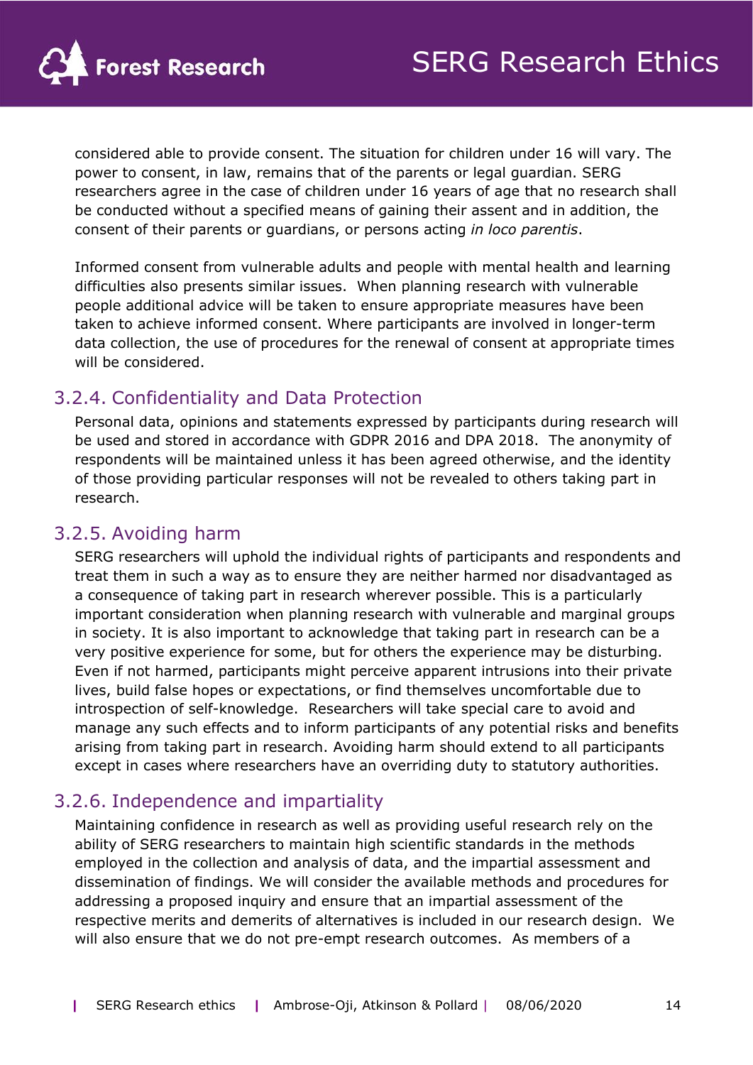considered able to provide consent. The situation for children under 16 will vary. The power to consent, in law, remains that of the parents or legal guardian. SERG researchers agree in the case of children under 16 years of age that no research shall be conducted without a specified means of gaining their assent and in addition, the consent of their parents or guardians, or persons acting *in loco parentis*.

Informed consent from vulnerable adults and people with mental health and learning difficulties also presents similar issues. When planning research with vulnerable people additional advice will be taken to ensure appropriate measures have been taken to achieve informed consent. Where participants are involved in longer-term data collection, the use of procedures for the renewal of consent at appropriate times will be considered.

### 3.2.4. Confidentiality and Data Protection

Personal data, opinions and statements expressed by participants during research will be used and stored in accordance with GDPR 2016 and DPA 2018. The anonymity of respondents will be maintained unless it has been agreed otherwise, and the identity of those providing particular responses will not be revealed to others taking part in research.

### 3.2.5. Avoiding harm

SERG researchers will uphold the individual rights of participants and respondents and treat them in such a way as to ensure they are neither harmed nor disadvantaged as a consequence of taking part in research wherever possible. This is a particularly important consideration when planning research with vulnerable and marginal groups in society. It is also important to acknowledge that taking part in research can be a very positive experience for some, but for others the experience may be disturbing. Even if not harmed, participants might perceive apparent intrusions into their private lives, build false hopes or expectations, or find themselves uncomfortable due to introspection of self-knowledge. Researchers will take special care to avoid and manage any such effects and to inform participants of any potential risks and benefits arising from taking part in research. Avoiding harm should extend to all participants except in cases where researchers have an overriding duty to statutory authorities.

### 3.2.6. Independence and impartiality

Maintaining confidence in research as well as providing useful research rely on the ability of SERG researchers to maintain high scientific standards in the methods employed in the collection and analysis of data, and the impartial assessment and dissemination of findings. We will consider the available methods and procedures for addressing a proposed inquiry and ensure that an impartial assessment of the respective merits and demerits of alternatives is included in our research design. We will also ensure that we do not pre-empt research outcomes. As members of a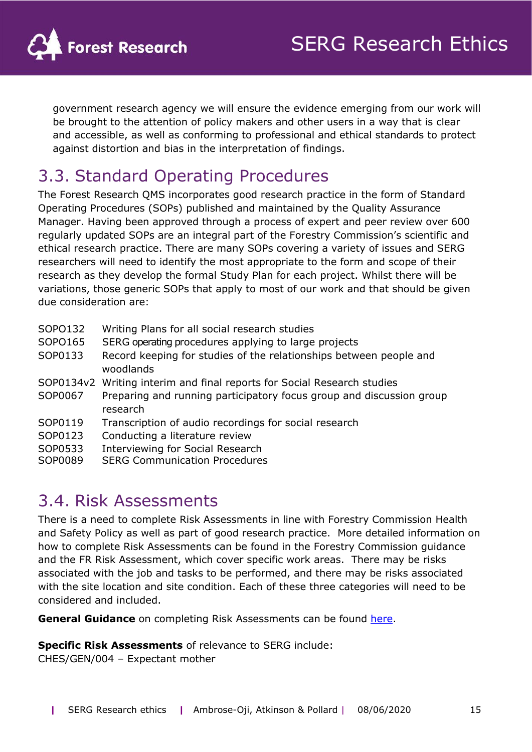government research agency we will ensure the evidence emerging from our work will be brought to the attention of policy makers and other users in a way that is clear and accessible, as well as conforming to professional and ethical standards to protect against distortion and bias in the interpretation of findings.

## 3.3. Standard Operating Procedures

The Forest Research QMS incorporates good research practice in the form of Standard Operating Procedures (SOPs) published and maintained by the Quality Assurance Manager. Having been approved through a process of expert and peer review over 600 regularly updated SOPs are an integral part of the Forestry Commission's scientific and ethical research practice. There are many SOPs covering a variety of issues and SERG researchers will need to identify the most appropriate to the form and scope of their research as they develop the formal Study Plan for each project. Whilst there will be variations, those generic SOPs that apply to most of our work and that should be given due consideration are:

| | |
|---|---|
| SOPO132 | Writing Plans for all social research studies |
| SOPO165 | SERG operating procedures applying to large projects |
| SOP0133 | Record keeping for studies of the relationships between people and woodlands |
| SOP0134v2 | Writing interim and final reports for Social Research studies |
| SOP0067 | Preparing and running participatory focus group and discussion group research |
| SOP0119 | Transcription of audio recordings for social research |
| SOP0123 | Conducting a literature review |
| SOP0533 | Interviewing for Social Research |
| SOP0089 | SERG Communication Procedures |

## 3.4. Risk Assessments

There is a need to complete Risk Assessments in line with Forestry Commission Health and Safety Policy as well as part of good research practice. More detailed information on how to complete Risk Assessments can be found in the Forestry Commission guidance and the FR Risk Assessment, which cover specific work areas. There may be risks associated with the job and tasks to be performed, and there may be risks associated with the site location and site condition. Each of these three categories will need to be considered and included.

**General Guidance** on completing Risk Assessments can be found here.

**Specific Risk Assessments** of relevance to SERG include:
CHES/GEN/004 – Expectant mother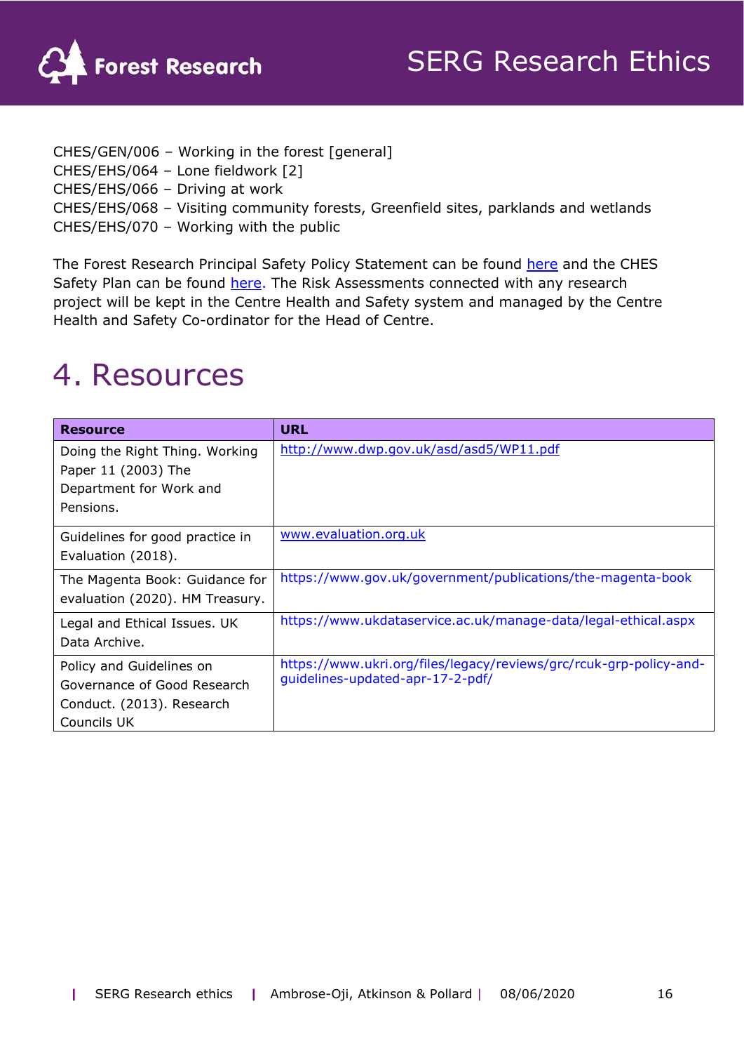CHES/GEN/006 – Working in the forest [general]
CHES/EHS/064 – Lone fieldwork [2]
CHES/EHS/066 – Driving at work
CHES/EHS/068 – Visiting community forests, Greenfield sites, parklands and wetlands
CHES/EHS/070 – Working with the public

The Forest Research Principal Safety Policy Statement can be found here and the CHES Safety Plan can be found here. The Risk Assessments connected with any research project will be kept in the Centre Health and Safety system and managed by the Centre Health and Safety Co-ordinator for the Head of Centre.

# 4. Resources

| Resource | URL |
|---|---|
| Doing the Right Thing. Working Paper 11 (2003) The Department for Work and Pensions. | http://www.dwp.gov.uk/asd/asd5/WP11.pdf |
| Guidelines for good practice in Evaluation (2018). | www.evaluation.org.uk |
| The Magenta Book: Guidance for evaluation (2020). HM Treasury. | https://www.gov.uk/government/publications/the-magenta-book |
| Legal and Ethical Issues. UK Data Archive. | https://www.ukdataservice.ac.uk/manage-data/legal-ethical.aspx |
| Policy and Guidelines on Governance of Good Research Conduct. (2013). Research Councils UK | https://www.ukri.org/files/legacy/reviews/grc/rcuk-grp-policy-and-guidelines-updated-apr-17-2-pdf/ |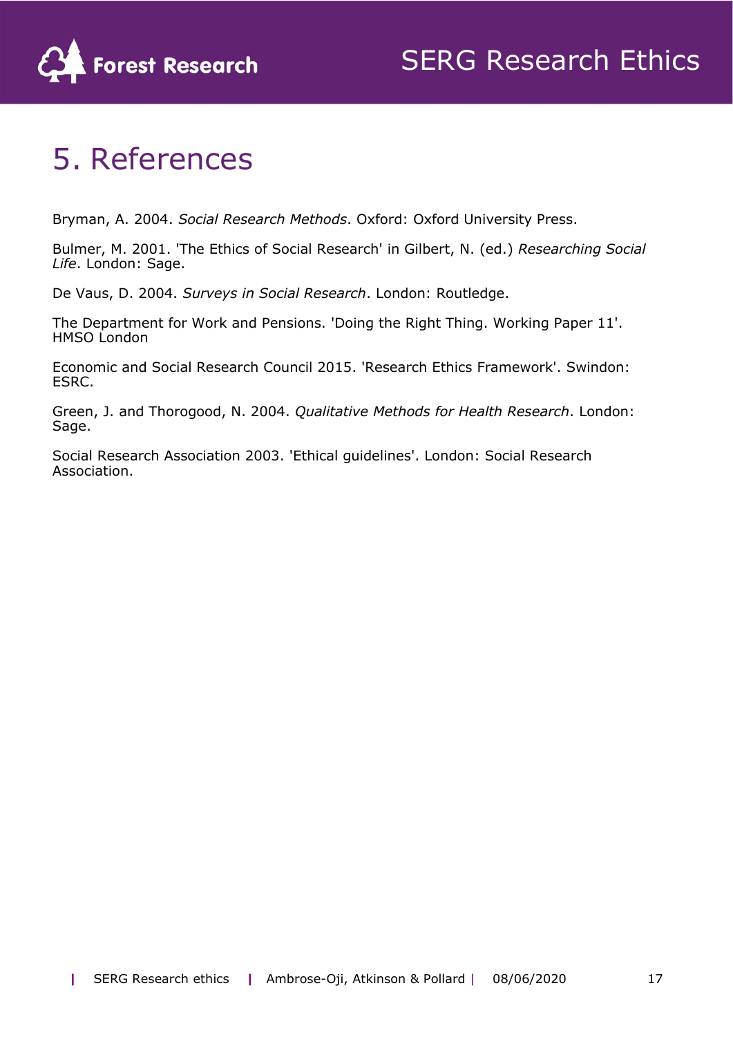# 5. References

Bryman, A. 2004. *Social Research Methods*. Oxford: Oxford University Press.

Bulmer, M. 2001. 'The Ethics of Social Research' in Gilbert, N. (ed.) *Researching Social Life*. London: Sage.

De Vaus, D. 2004. *Surveys in Social Research*. London: Routledge.

The Department for Work and Pensions. 'Doing the Right Thing. Working Paper 11'. HMSO London

Economic and Social Research Council 2015. 'Research Ethics Framework'. Swindon: ESRC.

Green, J. and Thorogood, N. 2004. *Qualitative Methods for Health Research*. London: Sage.

Social Research Association 2003. 'Ethical guidelines'. London: Social Research Association.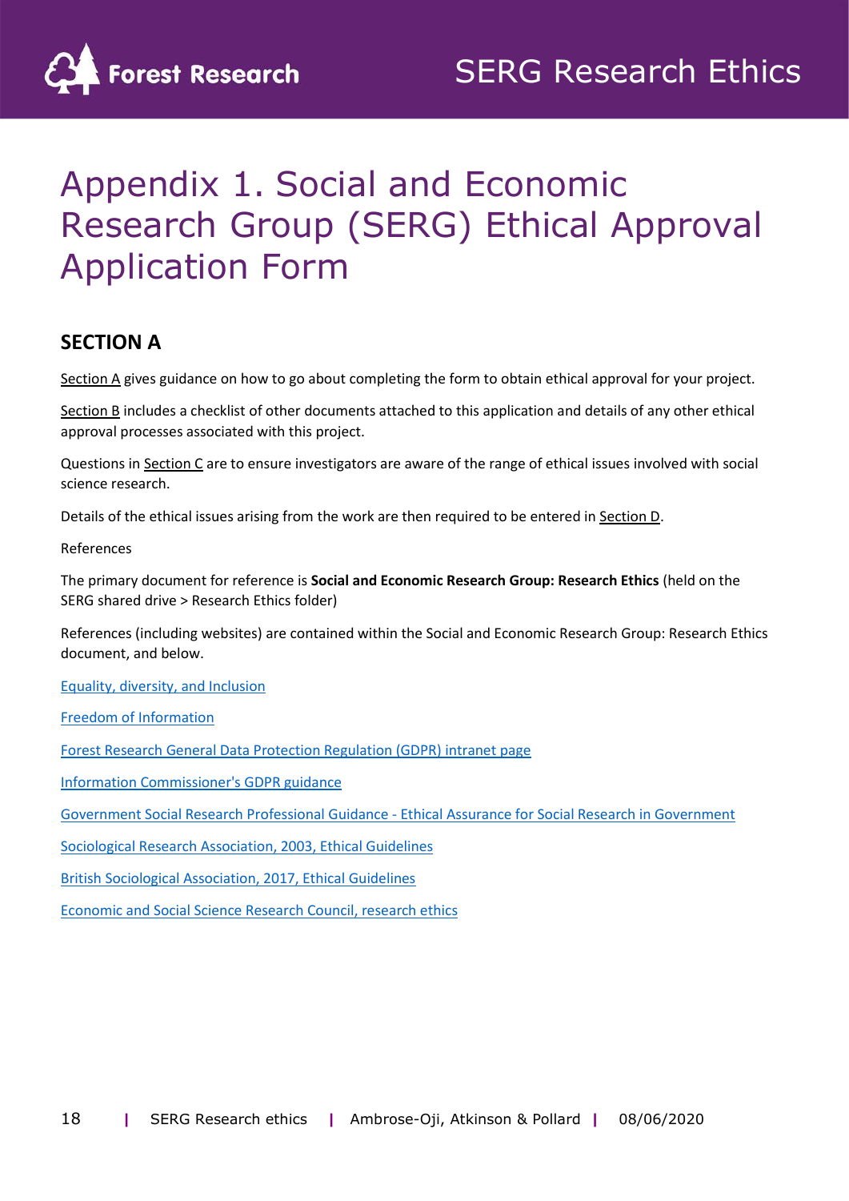# Appendix 1. Social and Economic Research Group (SERG) Ethical Approval Application Form

## SECTION A

Section A gives guidance on how to go about completing the form to obtain ethical approval for your project.

Section B includes a checklist of other documents attached to this application and details of any other ethical approval processes associated with this project.

Questions in Section C are to ensure investigators are aware of the range of ethical issues involved with social science research.

Details of the ethical issues arising from the work are then required to be entered in Section D.

References

The primary document for reference is **Social and Economic Research Group: Research Ethics** (held on the SERG shared drive > Research Ethics folder)

References (including websites) are contained within the Social and Economic Research Group: Research Ethics document, and below.

Equality, diversity, and Inclusion

Freedom of Information

Forest Research General Data Protection Regulation (GDPR) intranet page

Information Commissioner's GDPR guidance

Government Social Research Professional Guidance - Ethical Assurance for Social Research in Government

Sociological Research Association, 2003, Ethical Guidelines

British Sociological Association, 2017, Ethical Guidelines

Economic and Social Science Research Council, research ethics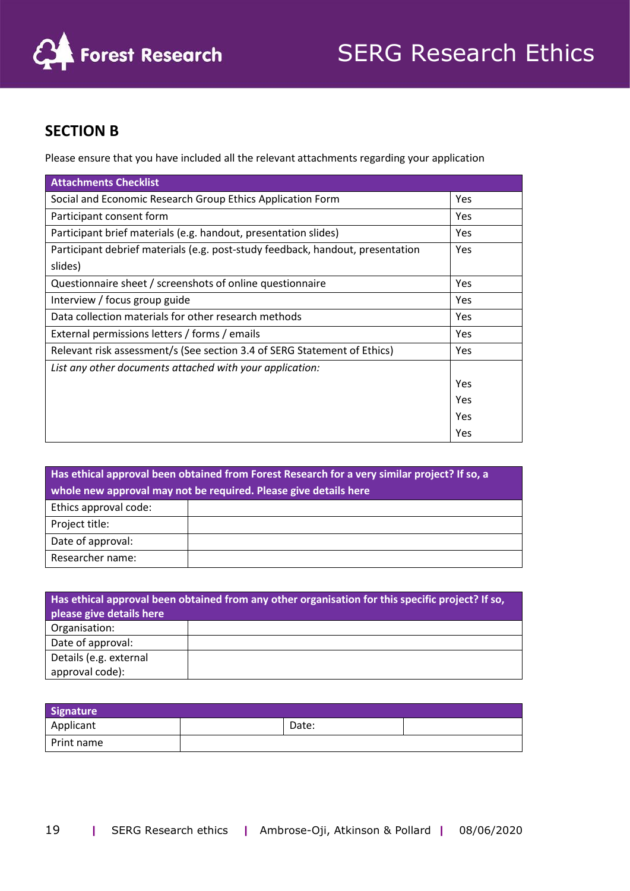## SECTION B

Please ensure that you have included all the relevant attachments regarding your application

| Attachments Checklist | |
|---|---|
| Social and Economic Research Group Ethics Application Form | Yes |
| Participant consent form | Yes |
| Participant brief materials (e.g. handout, presentation slides) | Yes |
| Participant debrief materials (e.g. post-study feedback, handout, presentation slides) | Yes |
| Questionnaire sheet / screenshots of online questionnaire | Yes |
| Interview / focus group guide | Yes |
| Data collection materials for other research methods | Yes |
| External permissions letters / forms / emails | Yes |
| Relevant risk assessment/s (See section 3.4 of SERG Statement of Ethics) | Yes |
| *List any other documents attached with your application:* | Yes<br>Yes<br>Yes<br>Yes |

| Has ethical approval been obtained from Forest Research for a very similar project? If so, a whole new approval may not be required. Please give details here | |
|---|---|
| Ethics approval code: | |
| Project title: | |
| Date of approval: | |
| Researcher name: | |

| Has ethical approval been obtained from any other organisation for this specific project? If so, please give details here | |
|---|---|
| Organisation: | |
| Date of approval: | |
| Details (e.g. external approval code): | |

| Signature | | | |
|---|---|---|---|
| Applicant | | Date: | |
| Print name | | | |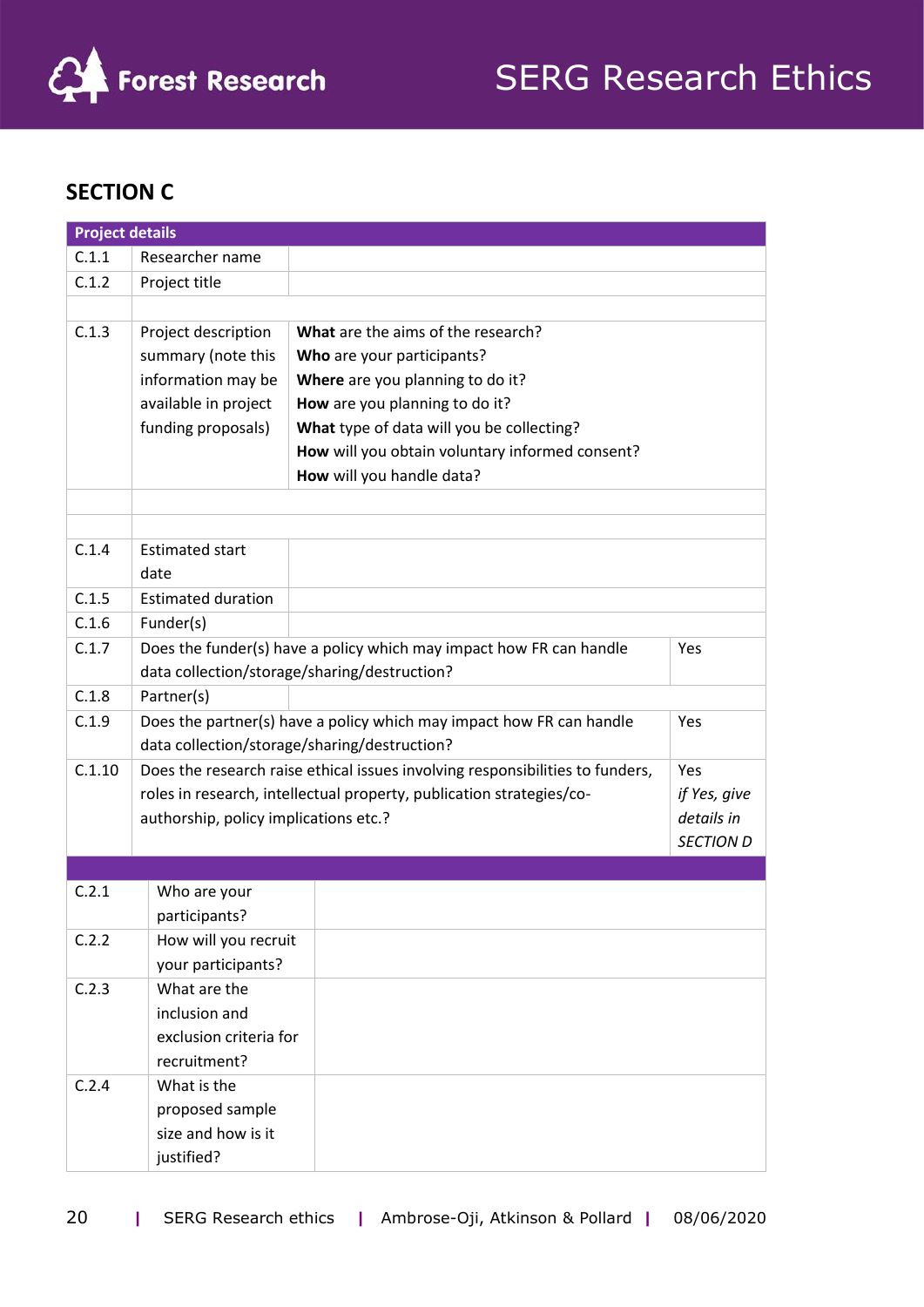## SECTION C

| Project details | | | |
|---|---|---|---|
| C.1.1 | Researcher name | | |
| C.1.2 | Project title | | |
| | | | |
| C.1.3 | Project description summary (note this information may be available in project funding proposals) | **What** are the aims of the research?<br>**Who** are your participants?<br>**Where** are you planning to do it?<br>**How** are you planning to do it?<br>**What** type of data will you be collecting?<br>**How** will you obtain voluntary informed consent?<br>**How** will you handle data? | |
| | | | |
| | | | |
| C.1.4 | Estimated start date | | |
| C.1.5 | Estimated duration | | |
| C.1.6 | Funder(s) | | |
| C.1.7 | Does the funder(s) have a policy which may impact how FR can handle data collection/storage/sharing/destruction? | | Yes |
| C.1.8 | Partner(s) | | |
| C.1.9 | Does the partner(s) have a policy which may impact how FR can handle data collection/storage/sharing/destruction? | | Yes |
| C.1.10 | Does the research raise ethical issues involving responsibilities to funders, roles in research, intellectual property, publication strategies/co-authorship, policy implications etc.? | | Yes<br>*if Yes, give details in SECTION D* |

| | | |
|---|---|---|
| C.2.1 | Who are your participants? | |
| C.2.2 | How will you recruit your participants? | |
| C.2.3 | What are the inclusion and exclusion criteria for recruitment? | |
| C.2.4 | What is the proposed sample size and how is it justified? | |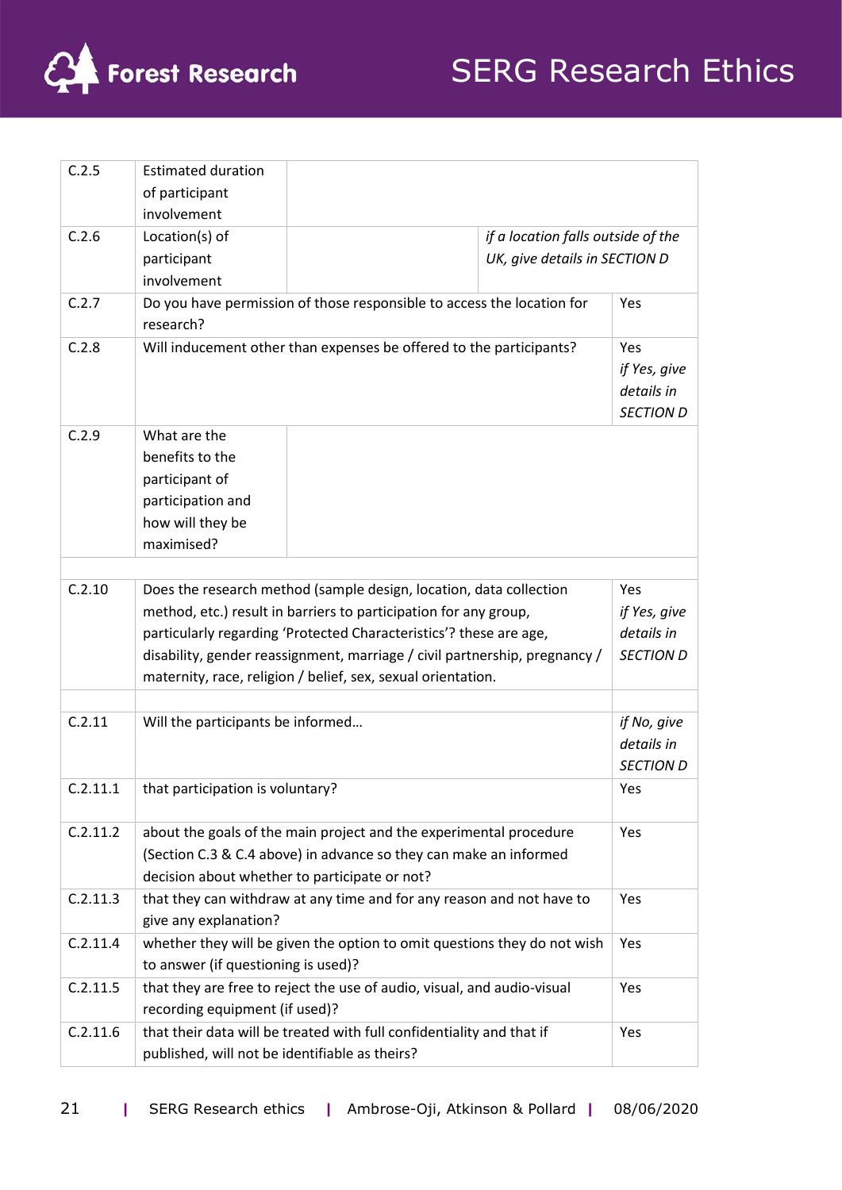| | | | |
|---|---|---|---|
| C.2.5 | Estimated duration of participant involvement | | |
| C.2.6 | Location(s) of participant involvement | | *if a location falls outside of the UK, give details in SECTION D* |
| C.2.7 | Do you have permission of those responsible to access the location for research? | | Yes |
| C.2.8 | Will inducement other than expenses be offered to the participants? | | Yes *if Yes, give details in SECTION D* |
| C.2.9 | What are the benefits to the participant of participation and how will they be maximised? | | |
| | | | |
| C.2.10 | Does the research method (sample design, location, data collection method, etc.) result in barriers to participation for any group, particularly regarding 'Protected Characteristics'? these are age, disability, gender reassignment, marriage / civil partnership, pregnancy / maternity, race, religion / belief, sex, sexual orientation. | | Yes *if Yes, give details in SECTION D* |
| | | | |
| C.2.11 | Will the participants be informed… | | *if No, give details in SECTION D* |
| C.2.11.1 | that participation is voluntary? | | Yes |
| C.2.11.2 | about the goals of the main project and the experimental procedure (Section C.3 & C.4 above) in advance so they can make an informed decision about whether to participate or not? | | Yes |
| C.2.11.3 | that they can withdraw at any time and for any reason and not have to give any explanation? | | Yes |
| C.2.11.4 | whether they will be given the option to omit questions they do not wish to answer (if questioning is used)? | | Yes |
| C.2.11.5 | that they are free to reject the use of audio, visual, and audio-visual recording equipment (if used)? | | Yes |
| C.2.11.6 | that their data will be treated with full confidentiality and that if published, will not be identifiable as theirs? | | Yes |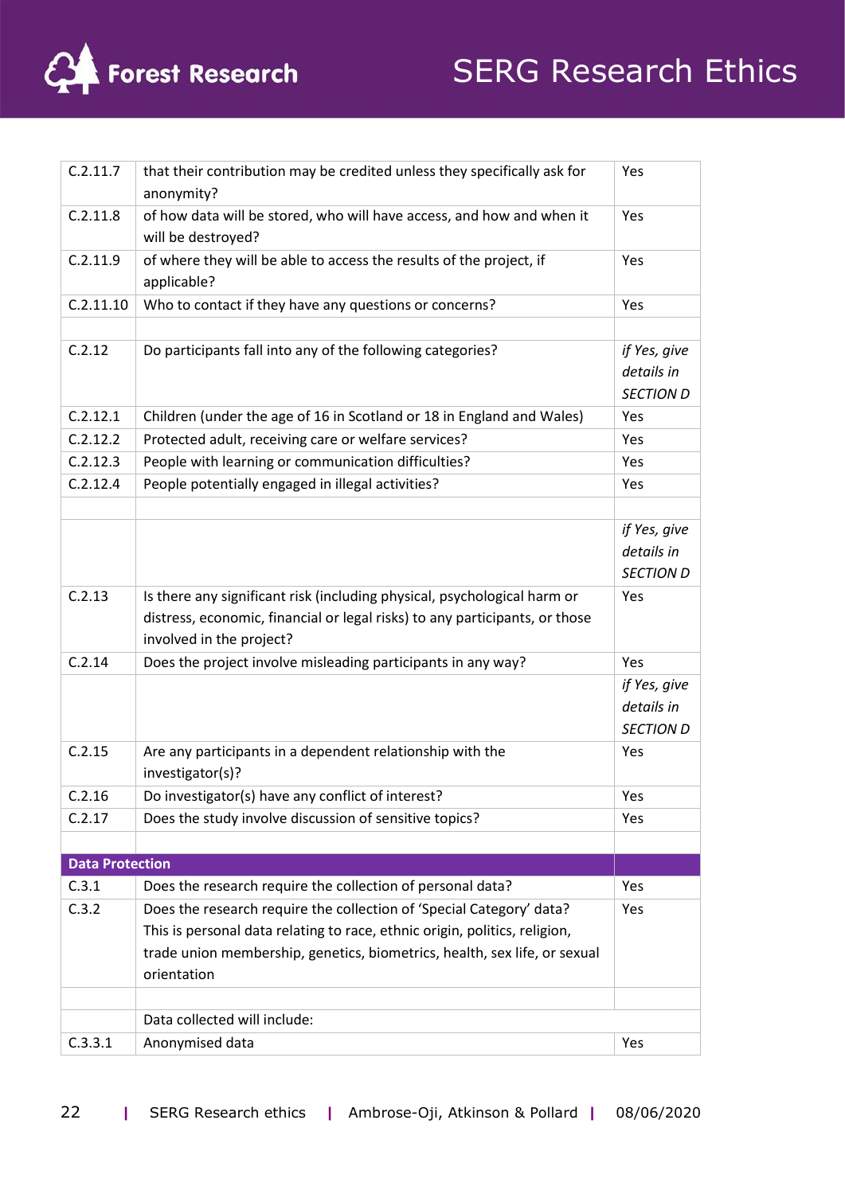| | | |
|---|---|---|
| C.2.11.7 | that their contribution may be credited unless they specifically ask for anonymity? | Yes |
| C.2.11.8 | of how data will be stored, who will have access, and how and when it will be destroyed? | Yes |
| C.2.11.9 | of where they will be able to access the results of the project, if applicable? | Yes |
| C.2.11.10 | Who to contact if they have any questions or concerns? | Yes |
| | | |
| C.2.12 | Do participants fall into any of the following categories? | *if Yes, give details in SECTION D* |
| C.2.12.1 | Children (under the age of 16 in Scotland or 18 in England and Wales) | Yes |
| C.2.12.2 | Protected adult, receiving care or welfare services? | Yes |
| C.2.12.3 | People with learning or communication difficulties? | Yes |
| C.2.12.4 | People potentially engaged in illegal activities? | Yes |
| | | |
| | | *if Yes, give details in SECTION D* |
| C.2.13 | Is there any significant risk (including physical, psychological harm or distress, economic, financial or legal risks) to any participants, or those involved in the project? | Yes |
| C.2.14 | Does the project involve misleading participants in any way? | Yes |
| | | *if Yes, give details in SECTION D* |
| C.2.15 | Are any participants in a dependent relationship with the investigator(s)? | Yes |
| C.2.16 | Do investigator(s) have any conflict of interest? | Yes |
| C.2.17 | Does the study involve discussion of sensitive topics? | Yes |
| | | |
| **Data Protection** | | |
| C.3.1 | Does the research require the collection of personal data? | Yes |
| C.3.2 | Does the research require the collection of 'Special Category' data? This is personal data relating to race, ethnic origin, politics, religion, trade union membership, genetics, biometrics, health, sex life, or sexual orientation | Yes |
| | | |
| | Data collected will include: | |
| C.3.3.1 | Anonymised data | Yes |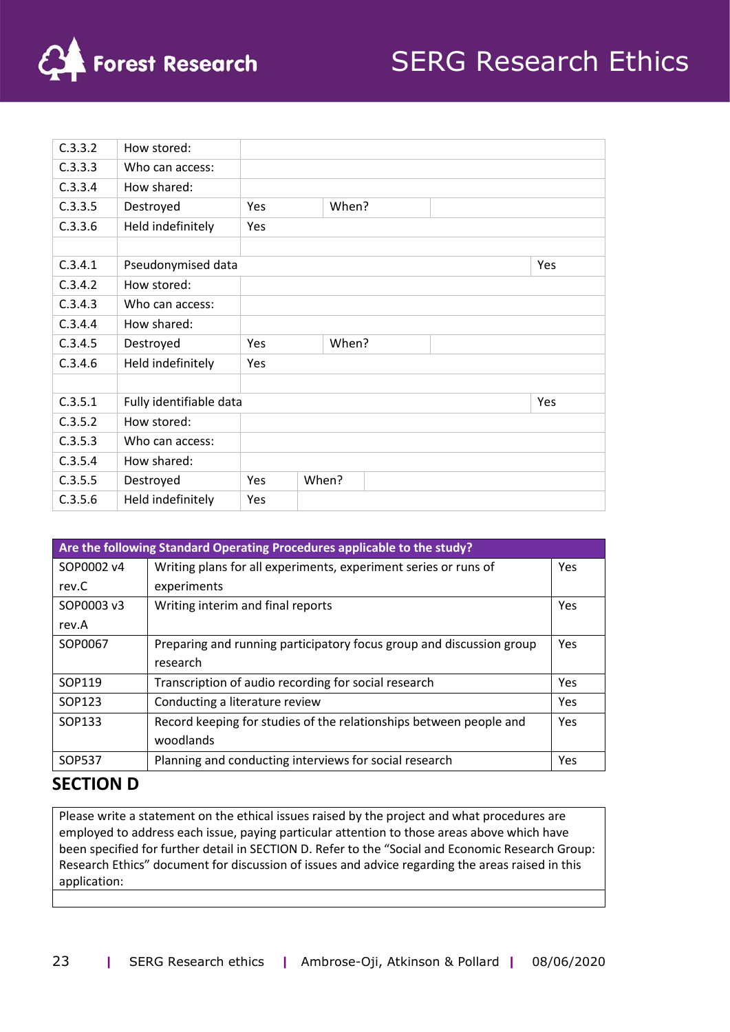| | | | | |
|---|---|---|---|---|
| C.3.3.2 | How stored: | | | |
| C.3.3.3 | Who can access: | | | |
| C.3.3.4 | How shared: | | | |
| C.3.3.5 | Destroyed | Yes | When? | |
| C.3.3.6 | Held indefinitely | Yes | | |
| | | | | |
| C.3.4.1 | Pseudonymised data | | | Yes |
| C.3.4.2 | How stored: | | | |
| C.3.4.3 | Who can access: | | | |
| C.3.4.4 | How shared: | | | |
| C.3.4.5 | Destroyed | Yes | When? | |
| C.3.4.6 | Held indefinitely | Yes | | |
| | | | | |
| C.3.5.1 | Fully identifiable data | | | Yes |
| C.3.5.2 | How stored: | | | |
| C.3.5.3 | Who can access: | | | |
| C.3.5.4 | How shared: | | | |
| C.3.5.5 | Destroyed | Yes | When? | |
| C.3.5.6 | Held indefinitely | Yes | | |

| Are the following Standard Operating Procedures applicable to the study? | | |
|---|---|---|
| SOP0002 v4 rev.C | Writing plans for all experiments, experiment series or runs of experiments | Yes |
| SOP0003 v3 rev.A | Writing interim and final reports | Yes |
| SOP0067 | Preparing and running participatory focus group and discussion group research | Yes |
| SOP119 | Transcription of audio recording for social research | Yes |
| SOP123 | Conducting a literature review | Yes |
| SOP133 | Record keeping for studies of the relationships between people and woodlands | Yes |
| SOP537 | Planning and conducting interviews for social research | Yes |

## SECTION D

| Please write a statement on the ethical issues raised by the project and what procedures are employed to address each issue, paying particular attention to those areas above which have been specified for further detail in SECTION D. Refer to the "Social and Economic Research Group: Research Ethics" document for discussion of issues and advice regarding the areas raised in this application: |
|---|
| |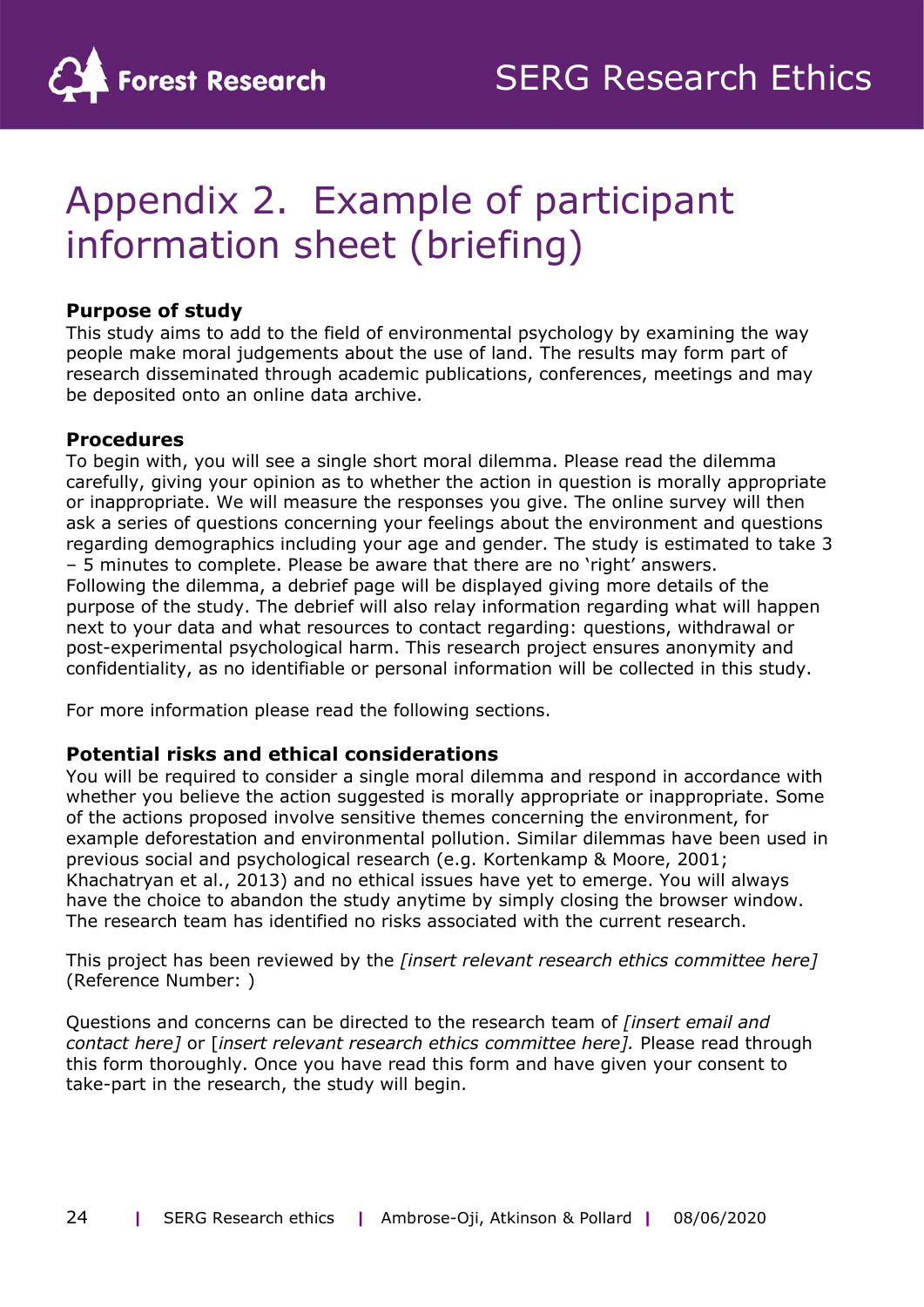# Appendix 2. Example of participant information sheet (briefing)

**Purpose of study**
This study aims to add to the field of environmental psychology by examining the way people make moral judgements about the use of land. The results may form part of research disseminated through academic publications, conferences, meetings and may be deposited onto an online data archive.

**Procedures**
To begin with, you will see a single short moral dilemma. Please read the dilemma carefully, giving your opinion as to whether the action in question is morally appropriate or inappropriate. We will measure the responses you give. The online survey will then ask a series of questions concerning your feelings about the environment and questions regarding demographics including your age and gender. The study is estimated to take 3 – 5 minutes to complete. Please be aware that there are no 'right' answers. Following the dilemma, a debrief page will be displayed giving more details of the purpose of the study. The debrief will also relay information regarding what will happen next to your data and what resources to contact regarding: questions, withdrawal or post-experimental psychological harm. This research project ensures anonymity and confidentiality, as no identifiable or personal information will be collected in this study.

For more information please read the following sections.

**Potential risks and ethical considerations**
You will be required to consider a single moral dilemma and respond in accordance with whether you believe the action suggested is morally appropriate or inappropriate. Some of the actions proposed involve sensitive themes concerning the environment, for example deforestation and environmental pollution. Similar dilemmas have been used in previous social and psychological research (e.g. Kortenkamp & Moore, 2001; Khachatryan et al., 2013) and no ethical issues have yet to emerge. You will always have the choice to abandon the study anytime by simply closing the browser window. The research team has identified no risks associated with the current research.

This project has been reviewed by the *[insert relevant research ethics committee here]* (Reference Number: )

Questions and concerns can be directed to the research team of *[insert email and contact here]* or [*insert relevant research ethics committee here].* Please read through this form thoroughly. Once you have read this form and have given your consent to take-part in the research, the study will begin.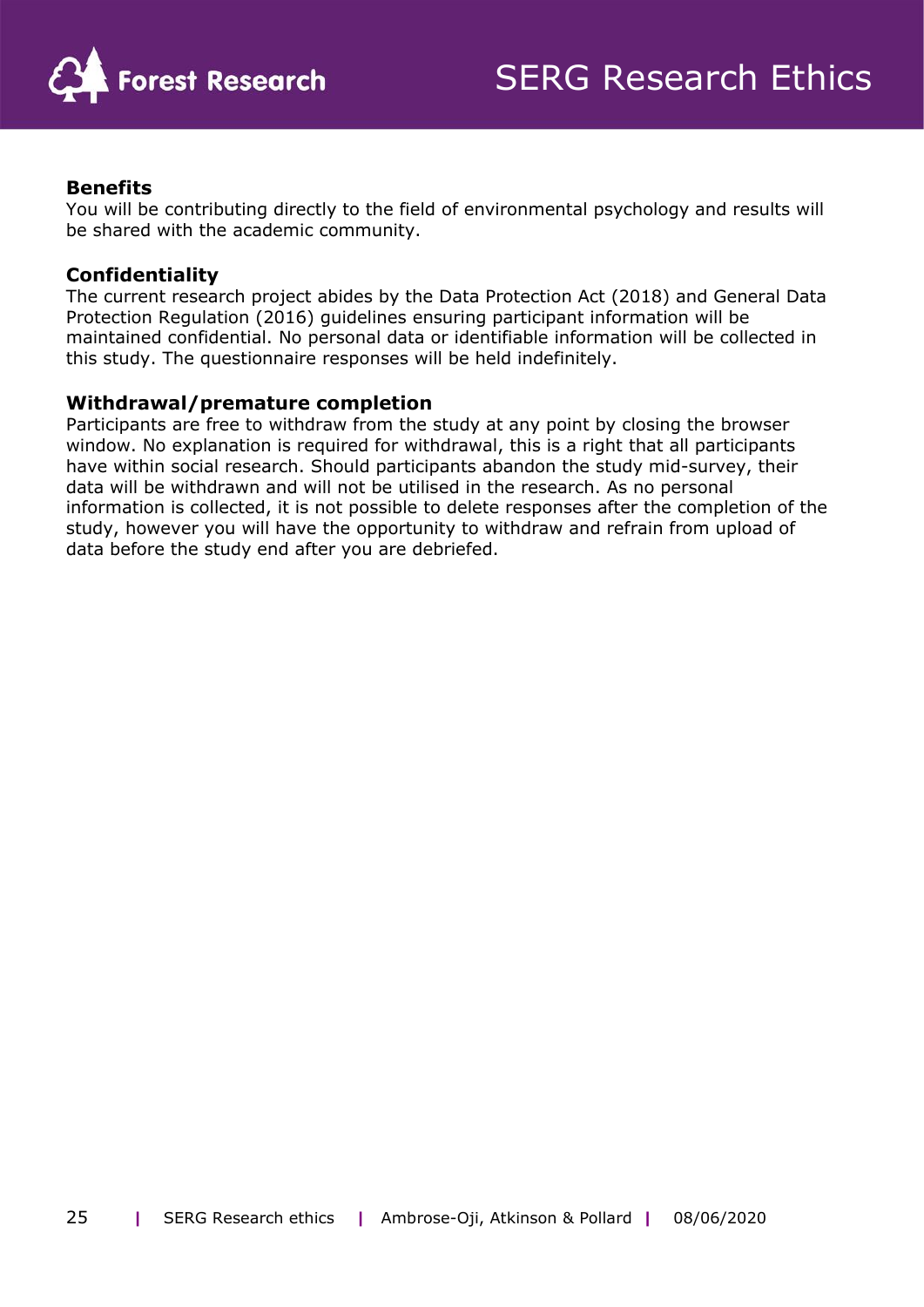**Benefits**

You will be contributing directly to the field of environmental psychology and results will be shared with the academic community.

**Confidentiality**

The current research project abides by the Data Protection Act (2018) and General Data Protection Regulation (2016) guidelines ensuring participant information will be maintained confidential. No personal data or identifiable information will be collected in this study. The questionnaire responses will be held indefinitely.

**Withdrawal/premature completion**

Participants are free to withdraw from the study at any point by closing the browser window. No explanation is required for withdrawal, this is a right that all participants have within social research. Should participants abandon the study mid-survey, their data will be withdrawn and will not be utilised in the research. As no personal information is collected, it is not possible to delete responses after the completion of the study, however you will have the opportunity to withdraw and refrain from upload of data before the study end after you are debriefed.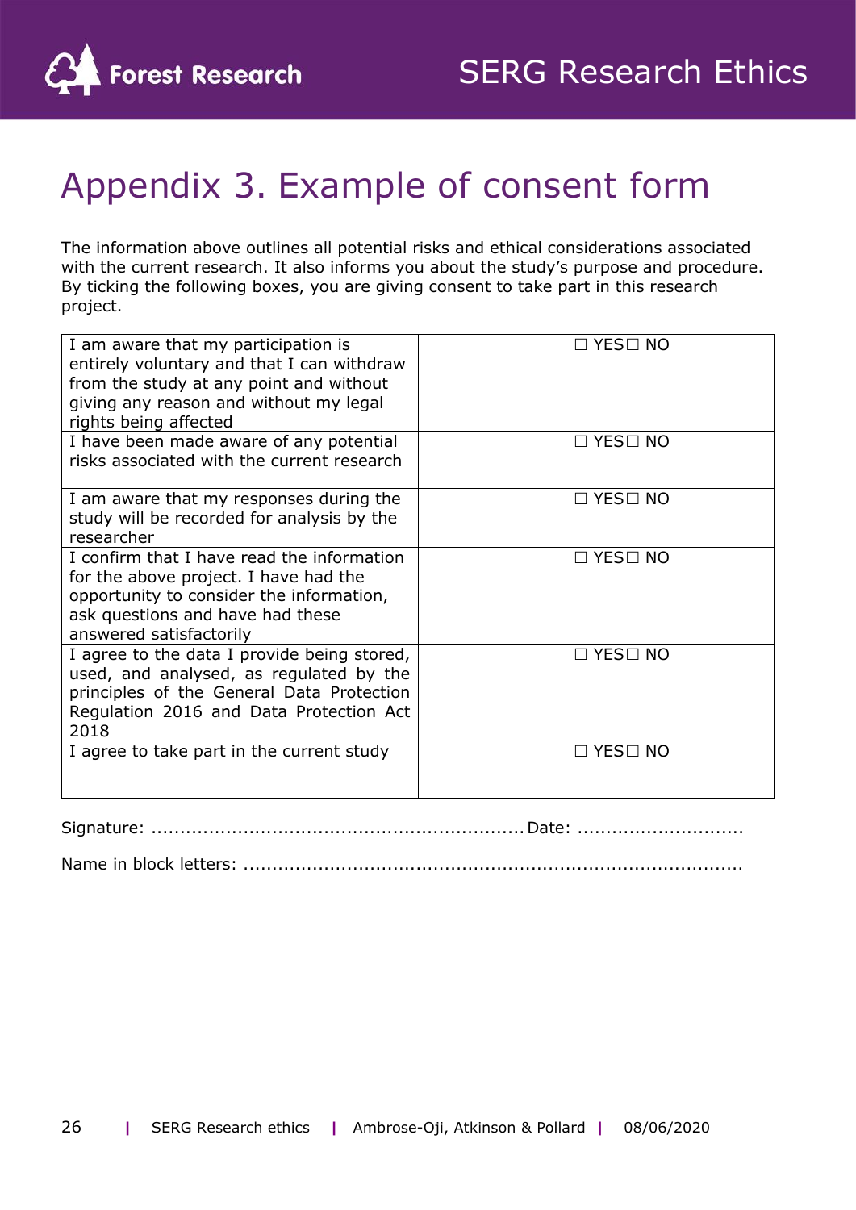# Appendix 3. Example of consent form

The information above outlines all potential risks and ethical considerations associated with the current research. It also informs you about the study's purpose and procedure. By ticking the following boxes, you are giving consent to take part in this research project.

| | |
|---|---|
| I am aware that my participation is entirely voluntary and that I can withdraw from the study at any point and without giving any reason and without my legal rights being affected | ☐ YES☐ NO |
| I have been made aware of any potential risks associated with the current research | ☐ YES☐ NO |
| I am aware that my responses during the study will be recorded for analysis by the researcher | ☐ YES☐ NO |
| I confirm that I have read the information for the above project. I have had the opportunity to consider the information, ask questions and have had these answered satisfactorily | ☐ YES☐ NO |
| I agree to the data I provide being stored, used, and analysed, as regulated by the principles of the General Data Protection Regulation 2016 and Data Protection Act 2018 | ☐ YES☐ NO |
| I agree to take part in the current study | ☐ YES☐ NO |

Signature: ................................................................ Date: ............................

Name in block letters: .....................................................................................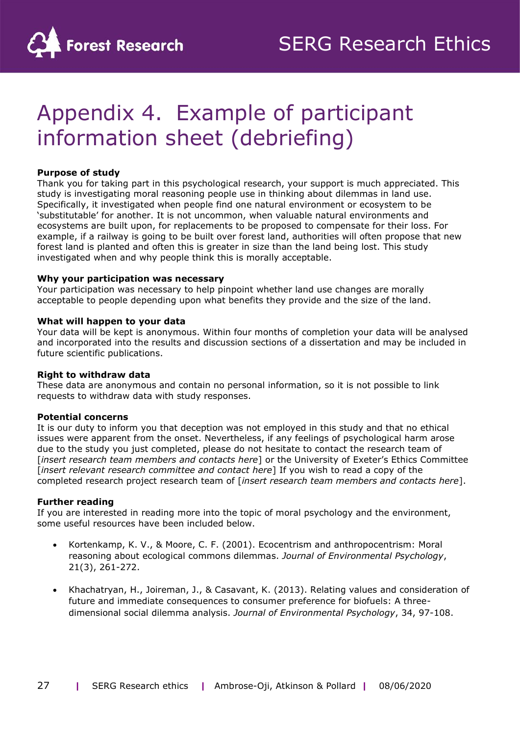# Appendix 4. Example of participant information sheet (debriefing)

**Purpose of study**
Thank you for taking part in this psychological research, your support is much appreciated. This study is investigating moral reasoning people use in thinking about dilemmas in land use. Specifically, it investigated when people find one natural environment or ecosystem to be 'substitutable' for another. It is not uncommon, when valuable natural environments and ecosystems are built upon, for replacements to be proposed to compensate for their loss. For example, if a railway is going to be built over forest land, authorities will often propose that new forest land is planted and often this is greater in size than the land being lost. This study investigated when and why people think this is morally acceptable.

**Why your participation was necessary**
Your participation was necessary to help pinpoint whether land use changes are morally acceptable to people depending upon what benefits they provide and the size of the land.

**What will happen to your data**
Your data will be kept is anonymous. Within four months of completion your data will be analysed and incorporated into the results and discussion sections of a dissertation and may be included in future scientific publications.

**Right to withdraw data**
These data are anonymous and contain no personal information, so it is not possible to link requests to withdraw data with study responses.

**Potential concerns**
It is our duty to inform you that deception was not employed in this study and that no ethical issues were apparent from the onset. Nevertheless, if any feelings of psychological harm arose due to the study you just completed, please do not hesitate to contact the research team of [*insert research team members and contacts here*] or the University of Exeter's Ethics Committee [*insert relevant research committee and contact here*] If you wish to read a copy of the completed research project research team of [*insert research team members and contacts here*].

**Further reading**
If you are interested in reading more into the topic of moral psychology and the environment, some useful resources have been included below.

- Kortenkamp, K. V., & Moore, C. F. (2001). Ecocentrism and anthropocentrism: Moral reasoning about ecological commons dilemmas. *Journal of Environmental Psychology*, 21(3), 261-272.
- Khachatryan, H., Joireman, J., & Casavant, K. (2013). Relating values and consideration of future and immediate consequences to consumer preference for biofuels: A three-dimensional social dilemma analysis. *Journal of Environmental Psychology*, 34, 97-108.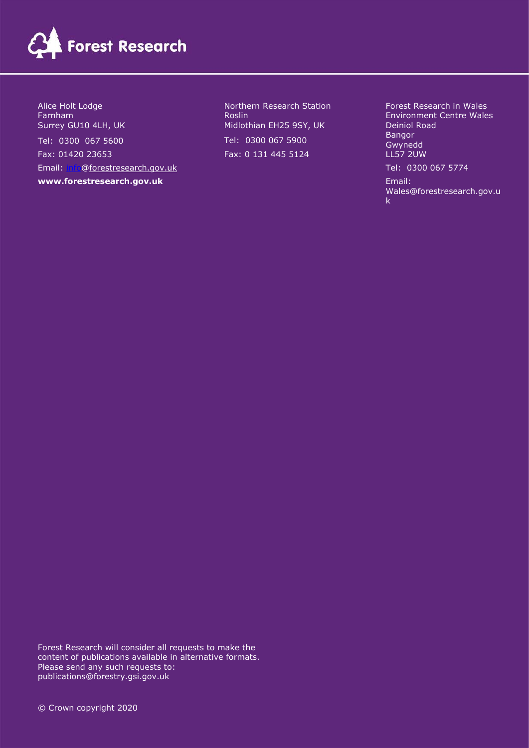**Forest Research**

Alice Holt Lodge
Farnham
Surrey GU10 4LH, UK

Tel: 0300 067 5600

Fax: 01420 23653

Email: info@forestresearch.gov.uk

**www.forestresearch.gov.uk**

Northern Research Station
Roslin
Midlothian EH25 9SY, UK

Tel: 0300 067 5900

Fax: 0 131 445 5124

Forest Research in Wales
Environment Centre Wales
Deiniol Road
Bangor
Gwynedd
LL57 2UW

Tel: 0300 067 5774

Email:
Wales@forestresearch.gov.uk

Forest Research will consider all requests to make the content of publications available in alternative formats. Please send any such requests to: publications@forestry.gsi.gov.uk

© Crown copyright 2020